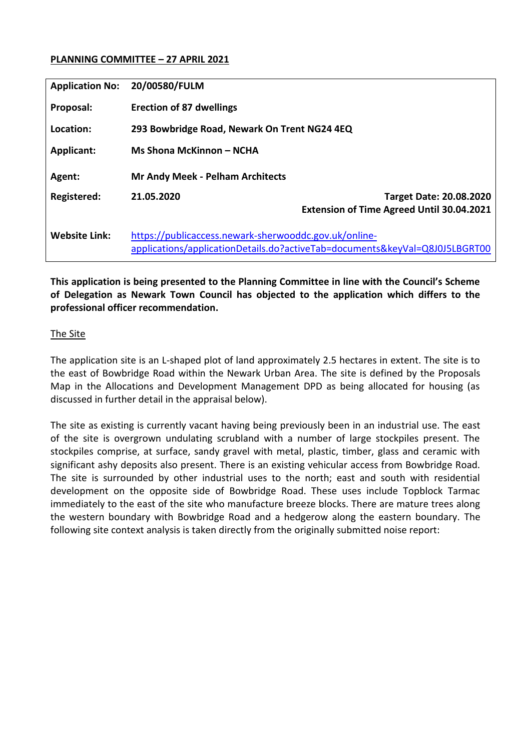**PLANNING COMMITTEE – 27 APRIL 2021**

| | |
|---|---|
| **Application No:** | **20/00580/FULM** |
| **Proposal:** | **Erection of 87 dwellings** |
| **Location:** | **293 Bowbridge Road, Newark On Trent NG24 4EQ** |
| **Applicant:** | **Ms Shona McKinnon – NCHA** |
| **Agent:** | **Mr Andy Meek - Pelham Architects** |
| **Registered:** | **21.05.2020** **Target Date: 20.08.2020** **Extension of Time Agreed Until 30.04.2021** |
| **Website Link:** | https://publicaccess.newark-sherwooddc.gov.uk/online-applications/applicationDetails.do?activeTab=documents&keyVal=Q8J0J5LBGRT00 |

**This application is being presented to the Planning Committee in line with the Council's Scheme of Delegation as Newark Town Council has objected to the application which differs to the professional officer recommendation.**

## The Site

The application site is an L-shaped plot of land approximately 2.5 hectares in extent. The site is to the east of Bowbridge Road within the Newark Urban Area. The site is defined by the Proposals Map in the Allocations and Development Management DPD as being allocated for housing (as discussed in further detail in the appraisal below).

The site as existing is currently vacant having being previously been in an industrial use. The east of the site is overgrown undulating scrubland with a number of large stockpiles present. The stockpiles comprise, at surface, sandy gravel with metal, plastic, timber, glass and ceramic with significant ashy deposits also present. There is an existing vehicular access from Bowbridge Road. The site is surrounded by other industrial uses to the north; east and south with residential development on the opposite side of Bowbridge Road. These uses include Topblock Tarmac immediately to the east of the site who manufacture breeze blocks. There are mature trees along the western boundary with Bowbridge Road and a hedgerow along the eastern boundary. The following site context analysis is taken directly from the originally submitted noise report: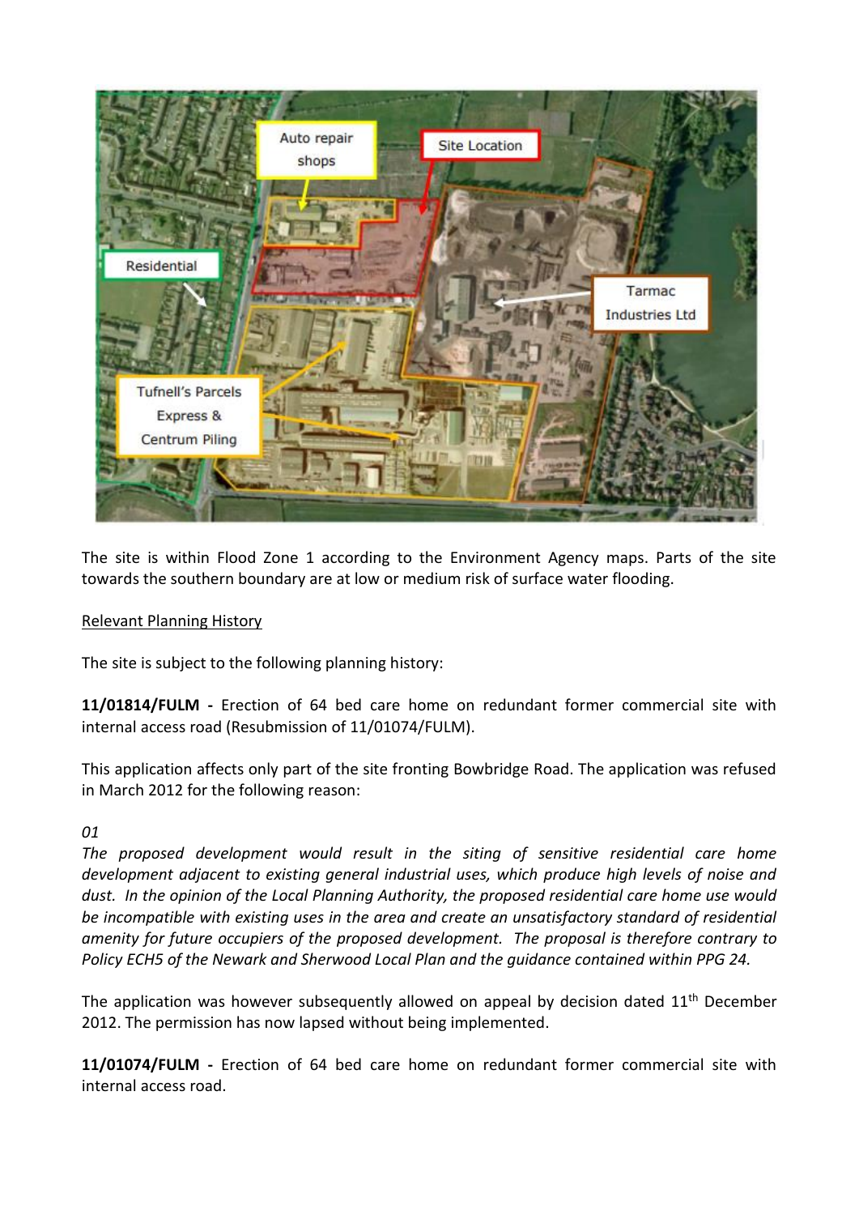The site is within Flood Zone 1 according to the Environment Agency maps. Parts of the site towards the southern boundary are at low or medium risk of surface water flooding.

Relevant Planning History

The site is subject to the following planning history:

**11/01814/FULM -** Erection of 64 bed care home on redundant former commercial site with internal access road (Resubmission of 11/01074/FULM).

This application affects only part of the site fronting Bowbridge Road. The application was refused in March 2012 for the following reason:

*01*

*The proposed development would result in the siting of sensitive residential care home development adjacent to existing general industrial uses, which produce high levels of noise and dust. In the opinion of the Local Planning Authority, the proposed residential care home use would be incompatible with existing uses in the area and create an unsatisfactory standard of residential amenity for future occupiers of the proposed development. The proposal is therefore contrary to Policy ECH5 of the Newark and Sherwood Local Plan and the guidance contained within PPG 24.*

The application was however subsequently allowed on appeal by decision dated 11th December 2012. The permission has now lapsed without being implemented.

**11/01074/FULM -** Erection of 64 bed care home on redundant former commercial site with internal access road.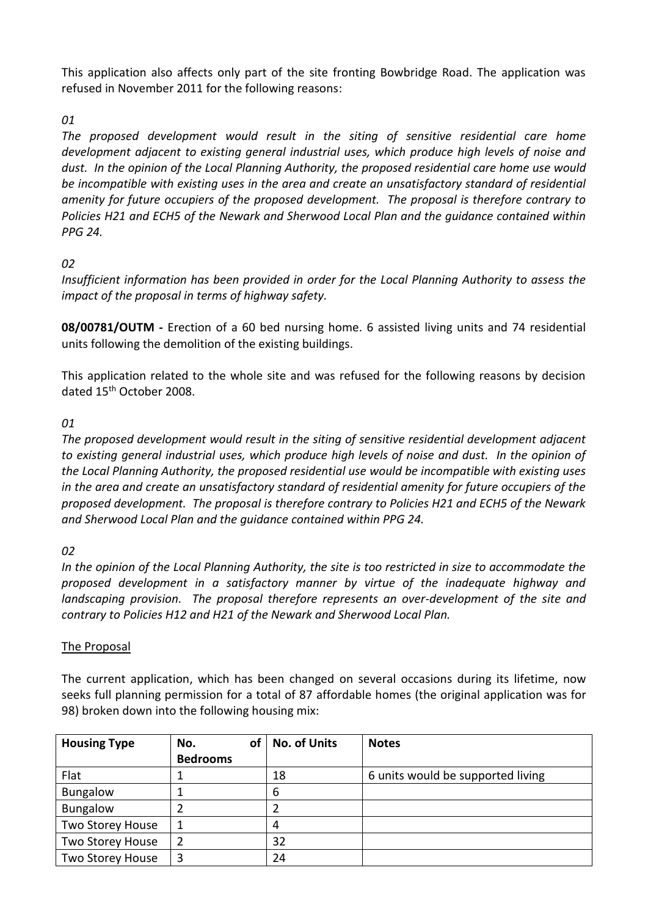This application also affects only part of the site fronting Bowbridge Road. The application was refused in November 2011 for the following reasons:

*01*

*The proposed development would result in the siting of sensitive residential care home development adjacent to existing general industrial uses, which produce high levels of noise and dust. In the opinion of the Local Planning Authority, the proposed residential care home use would be incompatible with existing uses in the area and create an unsatisfactory standard of residential amenity for future occupiers of the proposed development. The proposal is therefore contrary to Policies H21 and ECH5 of the Newark and Sherwood Local Plan and the guidance contained within PPG 24.*

*02*

*Insufficient information has been provided in order for the Local Planning Authority to assess the impact of the proposal in terms of highway safety.*

**08/00781/OUTM -** Erection of a 60 bed nursing home. 6 assisted living units and 74 residential units following the demolition of the existing buildings.

This application related to the whole site and was refused for the following reasons by decision dated 15th October 2008.

*01*

*The proposed development would result in the siting of sensitive residential development adjacent to existing general industrial uses, which produce high levels of noise and dust. In the opinion of the Local Planning Authority, the proposed residential use would be incompatible with existing uses in the area and create an unsatisfactory standard of residential amenity for future occupiers of the proposed development. The proposal is therefore contrary to Policies H21 and ECH5 of the Newark and Sherwood Local Plan and the guidance contained within PPG 24.*

*02*

*In the opinion of the Local Planning Authority, the site is too restricted in size to accommodate the proposed development in a satisfactory manner by virtue of the inadequate highway and landscaping provision. The proposal therefore represents an over-development of the site and contrary to Policies H12 and H21 of the Newark and Sherwood Local Plan.*

The Proposal

The current application, which has been changed on several occasions during its lifetime, now seeks full planning permission for a total of 87 affordable homes (the original application was for 98) broken down into the following housing mix:

| Housing Type | No. of Bedrooms | No. of Units | Notes |
|---|---|---|---|
| Flat | 1 | 18 | 6 units would be supported living |
| Bungalow | 1 | 6 | |
| Bungalow | 2 | 2 | |
| Two Storey House | 1 | 4 | |
| Two Storey House | 2 | 32 | |
| Two Storey House | 3 | 24 | |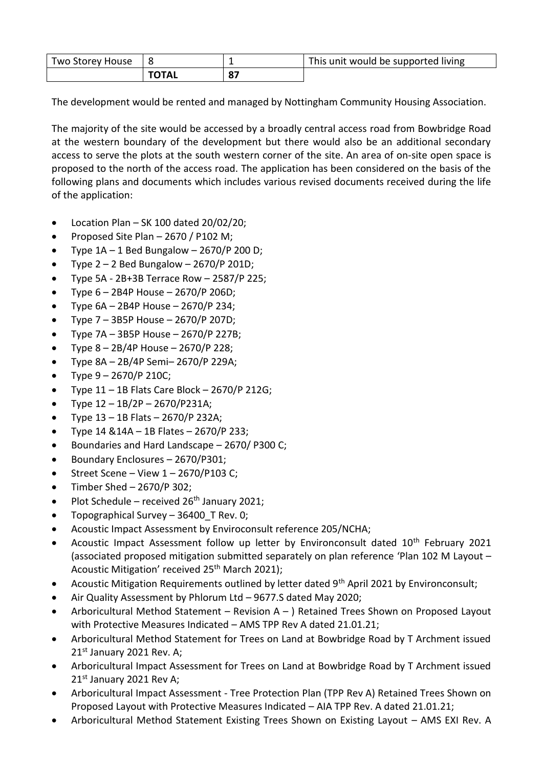| Two Storey House | 8 | 1 | This unit would be supported living |
| --- | --- | --- | --- |
| | **TOTAL** | **87** | |

The development would be rented and managed by Nottingham Community Housing Association.

The majority of the site would be accessed by a broadly central access road from Bowbridge Road at the western boundary of the development but there would also be an additional secondary access to serve the plots at the south western corner of the site. An area of on-site open space is proposed to the north of the access road. The application has been considered on the basis of the following plans and documents which includes various revised documents received during the life of the application:

- Location Plan – SK 100 dated 20/02/20;
- Proposed Site Plan – 2670 / P102 M;
- Type 1A – 1 Bed Bungalow – 2670/P 200 D;
- Type 2 – 2 Bed Bungalow – 2670/P 201D;
- Type 5A - 2B+3B Terrace Row – 2587/P 225;
- Type 6 – 2B4P House – 2670/P 206D;
- Type 6A – 2B4P House – 2670/P 234;
- Type 7 – 3B5P House – 2670/P 207D;
- Type 7A – 3B5P House – 2670/P 227B;
- Type 8 – 2B/4P House – 2670/P 228;
- Type 8A – 2B/4P Semi– 2670/P 229A;
- Type 9 – 2670/P 210C;
- Type 11 – 1B Flats Care Block – 2670/P 212G;
- Type 12 – 1B/2P – 2670/P231A;
- Type 13 – 1B Flats – 2670/P 232A;
- Type 14 &14A – 1B Flates – 2670/P 233;
- Boundaries and Hard Landscape – 2670/ P300 C;
- Boundary Enclosures – 2670/P301;
- Street Scene – View 1 – 2670/P103 C;
- Timber Shed – 2670/P 302;
- Plot Schedule – received 26th January 2021;
- Topographical Survey – 36400_T Rev. 0;
- Acoustic Impact Assessment by Enviroconsult reference 205/NCHA;
- Acoustic Impact Assessment follow up letter by Environconsult dated 10th February 2021 (associated proposed mitigation submitted separately on plan reference 'Plan 102 M Layout – Acoustic Mitigation' received 25th March 2021);
- Acoustic Mitigation Requirements outlined by letter dated 9th April 2021 by Environconsult;
- Air Quality Assessment by Phlorum Ltd – 9677.S dated May 2020;
- Arboricultural Method Statement – Revision A – ) Retained Trees Shown on Proposed Layout with Protective Measures Indicated – AMS TPP Rev A dated 21.01.21;
- Arboricultural Method Statement for Trees on Land at Bowbridge Road by T Archment issued 21st January 2021 Rev. A;
- Arboricultural Impact Assessment for Trees on Land at Bowbridge Road by T Archment issued 21st January 2021 Rev A;
- Arboricultural Impact Assessment - Tree Protection Plan (TPP Rev A) Retained Trees Shown on Proposed Layout with Protective Measures Indicated – AIA TPP Rev. A dated 21.01.21;
- Arboricultural Method Statement Existing Trees Shown on Existing Layout – AMS EXI Rev. A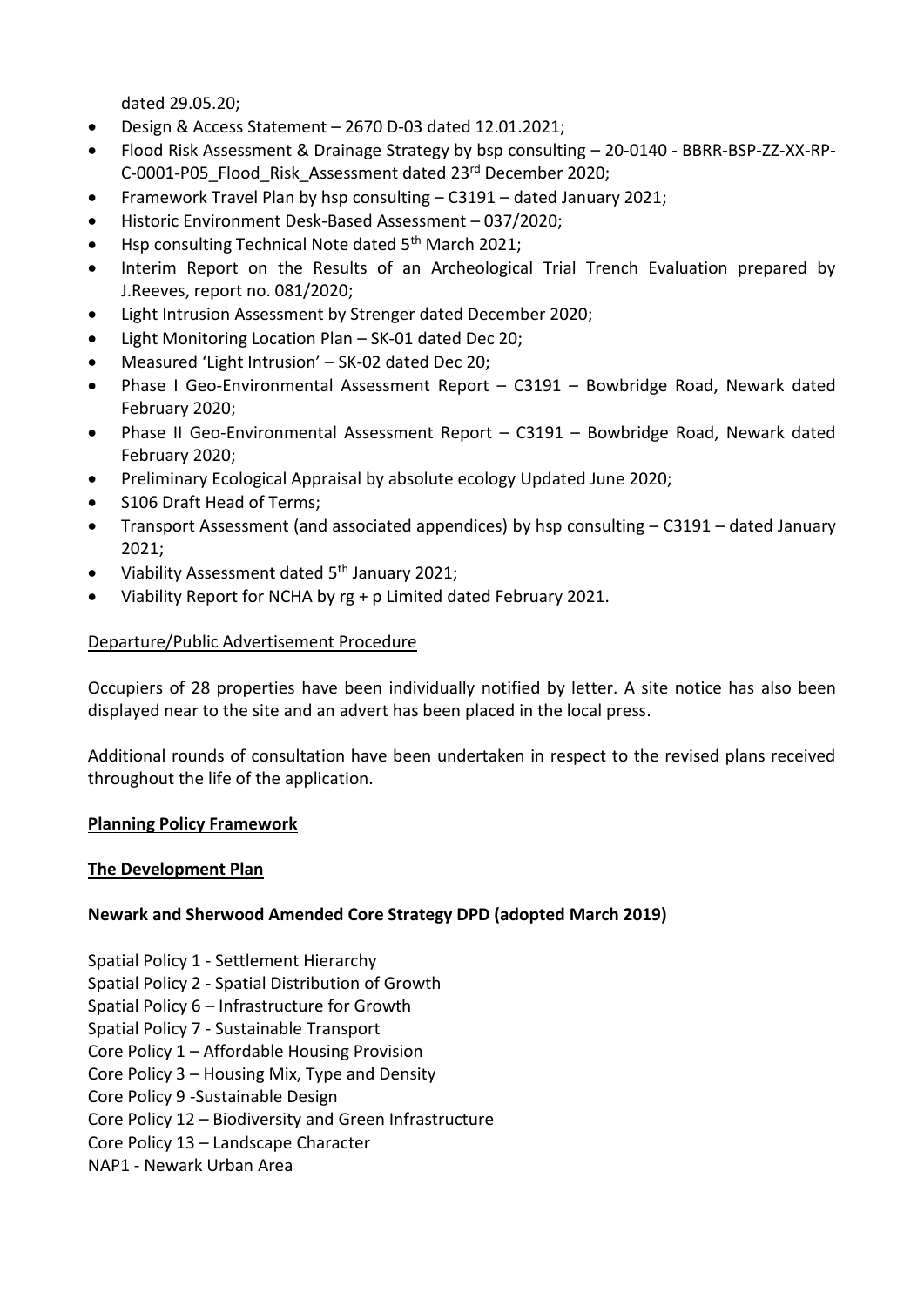dated 29.05.20;

- Design & Access Statement – 2670 D-03 dated 12.01.2021;
- Flood Risk Assessment & Drainage Strategy by bsp consulting – 20-0140 - BBRR-BSP-ZZ-XX-RP-C-0001-P05_Flood_Risk_Assessment dated 23rd December 2020;
- Framework Travel Plan by hsp consulting – C3191 – dated January 2021;
- Historic Environment Desk-Based Assessment – 037/2020;
- Hsp consulting Technical Note dated 5th March 2021;
- Interim Report on the Results of an Archeological Trial Trench Evaluation prepared by J.Reeves, report no. 081/2020;
- Light Intrusion Assessment by Strenger dated December 2020;
- Light Monitoring Location Plan – SK-01 dated Dec 20;
- Measured 'Light Intrusion' – SK-02 dated Dec 20;
- Phase I Geo-Environmental Assessment Report – C3191 – Bowbridge Road, Newark dated February 2020;
- Phase II Geo-Environmental Assessment Report – C3191 – Bowbridge Road, Newark dated February 2020;
- Preliminary Ecological Appraisal by absolute ecology Updated June 2020;
- S106 Draft Head of Terms;
- Transport Assessment (and associated appendices) by hsp consulting – C3191 – dated January 2021;
- Viability Assessment dated 5th January 2021;
- Viability Report for NCHA by rg + p Limited dated February 2021.

Departure/Public Advertisement Procedure

Occupiers of 28 properties have been individually notified by letter. A site notice has also been displayed near to the site and an advert has been placed in the local press.

Additional rounds of consultation have been undertaken in respect to the revised plans received throughout the life of the application.

## Planning Policy Framework

## The Development Plan

### Newark and Sherwood Amended Core Strategy DPD (adopted March 2019)

Spatial Policy 1 - Settlement Hierarchy
Spatial Policy 2 - Spatial Distribution of Growth
Spatial Policy 6 – Infrastructure for Growth
Spatial Policy 7 - Sustainable Transport
Core Policy 1 – Affordable Housing Provision
Core Policy 3 – Housing Mix, Type and Density
Core Policy 9 -Sustainable Design
Core Policy 12 – Biodiversity and Green Infrastructure
Core Policy 13 – Landscape Character
NAP1 - Newark Urban Area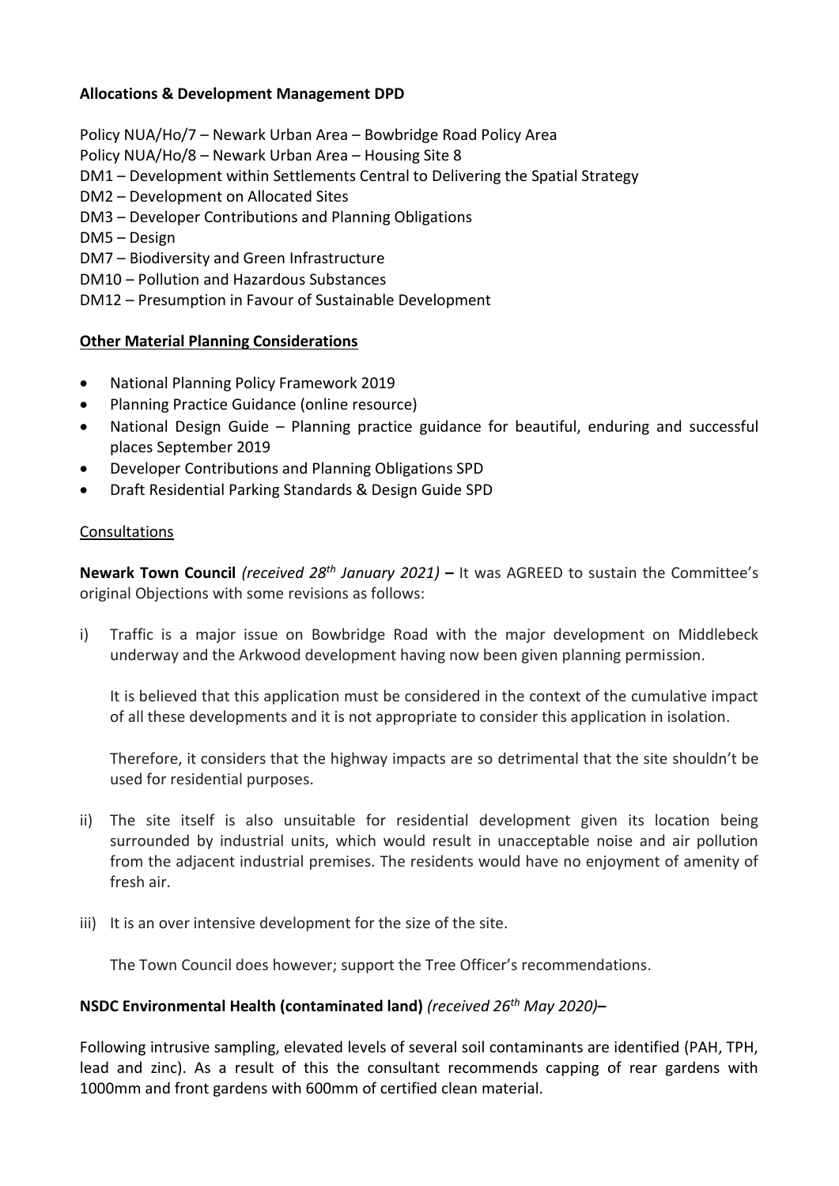**Allocations & Development Management DPD**

Policy NUA/Ho/7 – Newark Urban Area – Bowbridge Road Policy Area
Policy NUA/Ho/8 – Newark Urban Area – Housing Site 8
DM1 – Development within Settlements Central to Delivering the Spatial Strategy
DM2 – Development on Allocated Sites
DM3 – Developer Contributions and Planning Obligations
DM5 – Design
DM7 – Biodiversity and Green Infrastructure
DM10 – Pollution and Hazardous Substances
DM12 – Presumption in Favour of Sustainable Development

**Other Material Planning Considerations**

- National Planning Policy Framework 2019
- Planning Practice Guidance (online resource)
- National Design Guide – Planning practice guidance for beautiful, enduring and successful places September 2019
- Developer Contributions and Planning Obligations SPD
- Draft Residential Parking Standards & Design Guide SPD

Consultations

**Newark Town Council** *(received 28th January 2021)* **–** It was AGREED to sustain the Committee's original Objections with some revisions as follows:

i) Traffic is a major issue on Bowbridge Road with the major development on Middlebeck underway and the Arkwood development having now been given planning permission.

   It is believed that this application must be considered in the context of the cumulative impact of all these developments and it is not appropriate to consider this application in isolation.

   Therefore, it considers that the highway impacts are so detrimental that the site shouldn't be used for residential purposes.

ii) The site itself is also unsuitable for residential development given its location being surrounded by industrial units, which would result in unacceptable noise and air pollution from the adjacent industrial premises. The residents would have no enjoyment of amenity of fresh air.

iii) It is an over intensive development for the size of the site.

   The Town Council does however; support the Tree Officer's recommendations.

**NSDC Environmental Health (contaminated land)** *(received 26th May 2020)***–**

Following intrusive sampling, elevated levels of several soil contaminants are identified (PAH, TPH, lead and zinc). As a result of this the consultant recommends capping of rear gardens with 1000mm and front gardens with 600mm of certified clean material.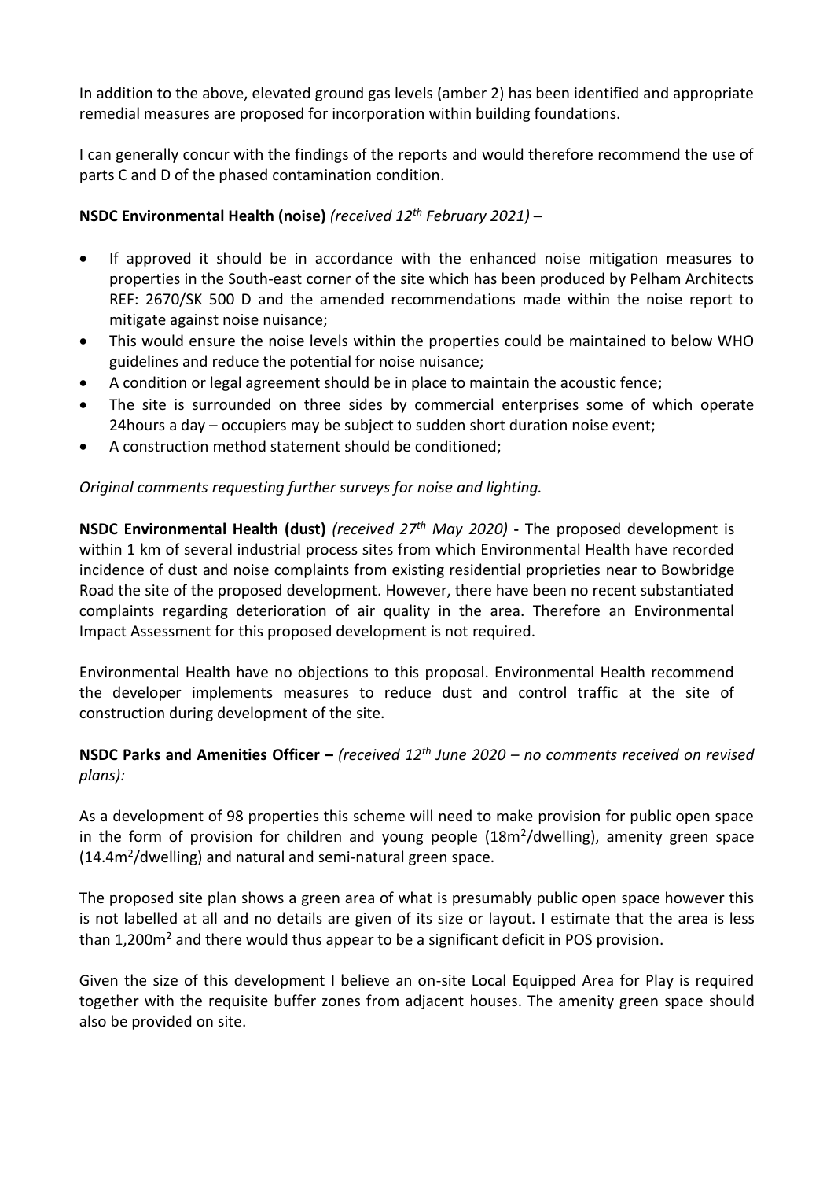In addition to the above, elevated ground gas levels (amber 2) has been identified and appropriate remedial measures are proposed for incorporation within building foundations.

I can generally concur with the findings of the reports and would therefore recommend the use of parts C and D of the phased contamination condition.

**NSDC Environmental Health (noise)** *(received 12th February 2021)* **–**

- If approved it should be in accordance with the enhanced noise mitigation measures to properties in the South-east corner of the site which has been produced by Pelham Architects REF: 2670/SK 500 D and the amended recommendations made within the noise report to mitigate against noise nuisance;
- This would ensure the noise levels within the properties could be maintained to below WHO guidelines and reduce the potential for noise nuisance;
- A condition or legal agreement should be in place to maintain the acoustic fence;
- The site is surrounded on three sides by commercial enterprises some of which operate 24hours a day – occupiers may be subject to sudden short duration noise event;
- A construction method statement should be conditioned;

*Original comments requesting further surveys for noise and lighting.*

**NSDC Environmental Health (dust)** *(received 27th May 2020)* **-** The proposed development is within 1 km of several industrial process sites from which Environmental Health have recorded incidence of dust and noise complaints from existing residential proprieties near to Bowbridge Road the site of the proposed development. However, there have been no recent substantiated complaints regarding deterioration of air quality in the area. Therefore an Environmental Impact Assessment for this proposed development is not required.

Environmental Health have no objections to this proposal. Environmental Health recommend the developer implements measures to reduce dust and control traffic at the site of construction during development of the site.

**NSDC Parks and Amenities Officer –** *(received 12th June 2020 – no comments received on revised plans):*

As a development of 98 properties this scheme will need to make provision for public open space in the form of provision for children and young people (18m$^2$/dwelling), amenity green space (14.4m$^2$/dwelling) and natural and semi-natural green space.

The proposed site plan shows a green area of what is presumably public open space however this is not labelled at all and no details are given of its size or layout. I estimate that the area is less than 1,200m$^2$ and there would thus appear to be a significant deficit in POS provision.

Given the size of this development I believe an on-site Local Equipped Area for Play is required together with the requisite buffer zones from adjacent houses. The amenity green space should also be provided on site.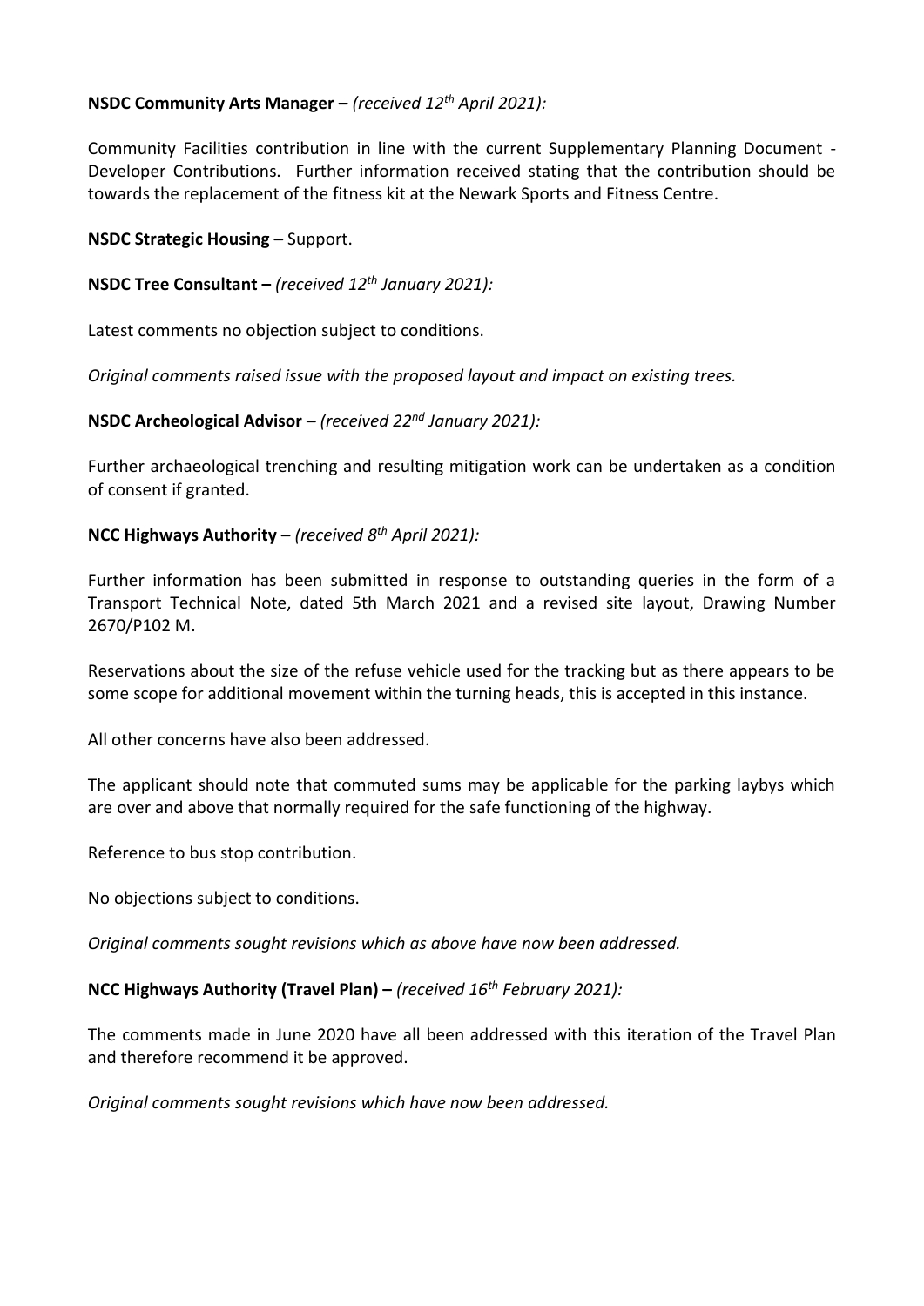**NSDC Community Arts Manager –** *(received 12th April 2021):*

Community Facilities contribution in line with the current Supplementary Planning Document - Developer Contributions. Further information received stating that the contribution should be towards the replacement of the fitness kit at the Newark Sports and Fitness Centre.

**NSDC Strategic Housing –** Support.

**NSDC Tree Consultant –** *(received 12th January 2021):*

Latest comments no objection subject to conditions.

*Original comments raised issue with the proposed layout and impact on existing trees.*

**NSDC Archeological Advisor –** *(received 22nd January 2021):*

Further archaeological trenching and resulting mitigation work can be undertaken as a condition of consent if granted.

**NCC Highways Authority –** *(received 8th April 2021):*

Further information has been submitted in response to outstanding queries in the form of a Transport Technical Note, dated 5th March 2021 and a revised site layout, Drawing Number 2670/P102 M.

Reservations about the size of the refuse vehicle used for the tracking but as there appears to be some scope for additional movement within the turning heads, this is accepted in this instance.

All other concerns have also been addressed.

The applicant should note that commuted sums may be applicable for the parking laybys which are over and above that normally required for the safe functioning of the highway.

Reference to bus stop contribution.

No objections subject to conditions.

*Original comments sought revisions which as above have now been addressed.*

**NCC Highways Authority (Travel Plan) –** *(received 16th February 2021):*

The comments made in June 2020 have all been addressed with this iteration of the Travel Plan and therefore recommend it be approved.

*Original comments sought revisions which have now been addressed.*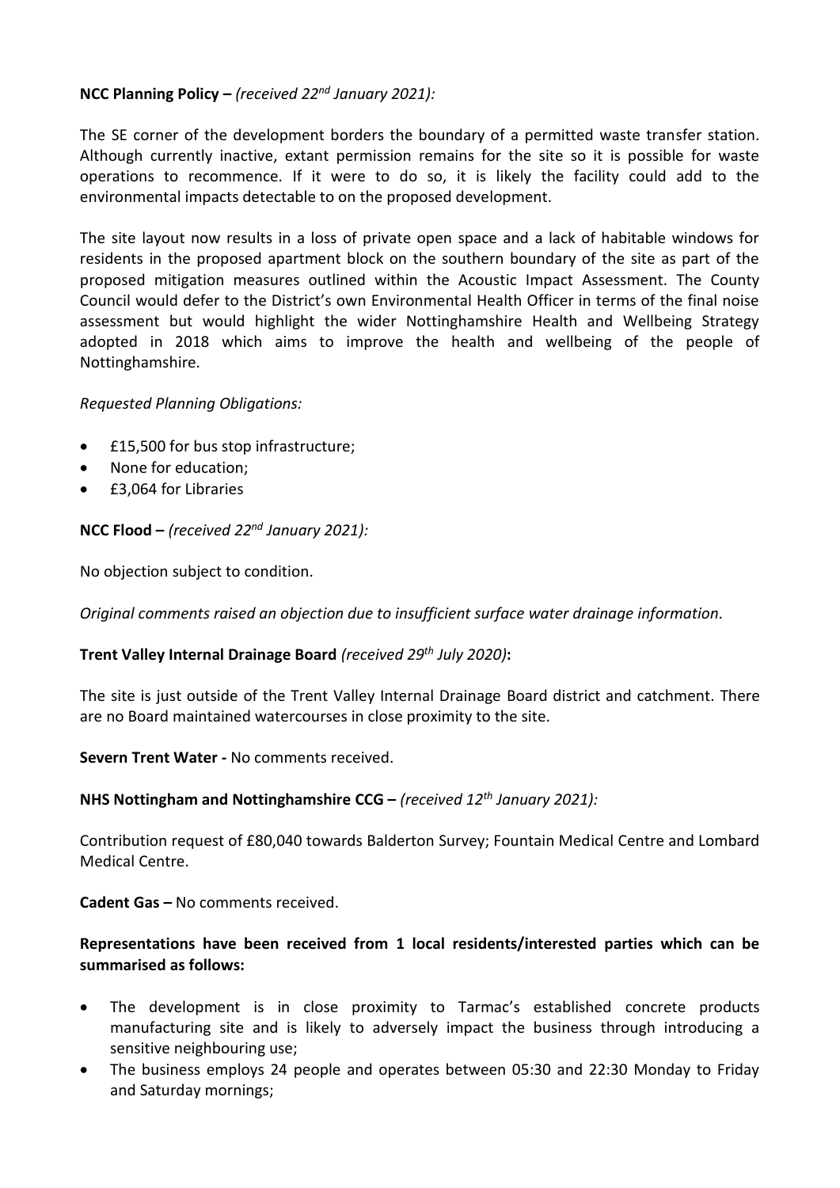**NCC Planning Policy –** *(received 22nd January 2021):*

The SE corner of the development borders the boundary of a permitted waste transfer station. Although currently inactive, extant permission remains for the site so it is possible for waste operations to recommence. If it were to do so, it is likely the facility could add to the environmental impacts detectable to on the proposed development.

The site layout now results in a loss of private open space and a lack of habitable windows for residents in the proposed apartment block on the southern boundary of the site as part of the proposed mitigation measures outlined within the Acoustic Impact Assessment. The County Council would defer to the District's own Environmental Health Officer in terms of the final noise assessment but would highlight the wider Nottinghamshire Health and Wellbeing Strategy adopted in 2018 which aims to improve the health and wellbeing of the people of Nottinghamshire.

*Requested Planning Obligations:*

- £15,500 for bus stop infrastructure;
- None for education;
- £3,064 for Libraries

**NCC Flood –** *(received 22nd January 2021):*

No objection subject to condition.

*Original comments raised an objection due to insufficient surface water drainage information.*

**Trent Valley Internal Drainage Board** *(received 29th July 2020)***:**

The site is just outside of the Trent Valley Internal Drainage Board district and catchment. There are no Board maintained watercourses in close proximity to the site.

**Severn Trent Water -** No comments received.

**NHS Nottingham and Nottinghamshire CCG –** *(received 12th January 2021):*

Contribution request of £80,040 towards Balderton Survey; Fountain Medical Centre and Lombard Medical Centre.

**Cadent Gas –** No comments received.

**Representations have been received from 1 local residents/interested parties which can be summarised as follows:**

- The development is in close proximity to Tarmac's established concrete products manufacturing site and is likely to adversely impact the business through introducing a sensitive neighbouring use;
- The business employs 24 people and operates between 05:30 and 22:30 Monday to Friday and Saturday mornings;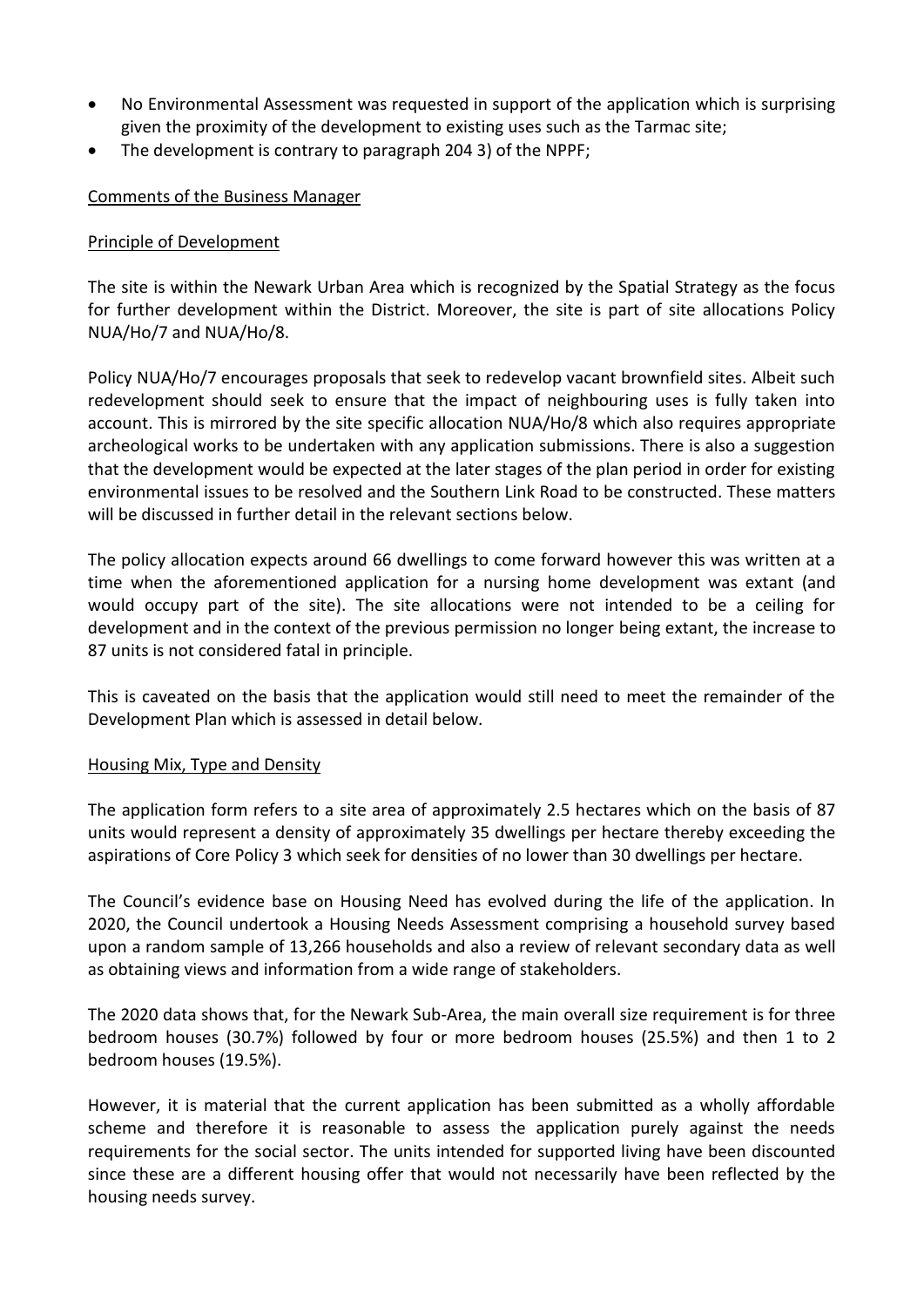- No Environmental Assessment was requested in support of the application which is surprising given the proximity of the development to existing uses such as the Tarmac site;
- The development is contrary to paragraph 204 3) of the NPPF;

Comments of the Business Manager

Principle of Development

The site is within the Newark Urban Area which is recognized by the Spatial Strategy as the focus for further development within the District. Moreover, the site is part of site allocations Policy NUA/Ho/7 and NUA/Ho/8.

Policy NUA/Ho/7 encourages proposals that seek to redevelop vacant brownfield sites. Albeit such redevelopment should seek to ensure that the impact of neighbouring uses is fully taken into account. This is mirrored by the site specific allocation NUA/Ho/8 which also requires appropriate archeological works to be undertaken with any application submissions. There is also a suggestion that the development would be expected at the later stages of the plan period in order for existing environmental issues to be resolved and the Southern Link Road to be constructed. These matters will be discussed in further detail in the relevant sections below.

The policy allocation expects around 66 dwellings to come forward however this was written at a time when the aforementioned application for a nursing home development was extant (and would occupy part of the site). The site allocations were not intended to be a ceiling for development and in the context of the previous permission no longer being extant, the increase to 87 units is not considered fatal in principle.

This is caveated on the basis that the application would still need to meet the remainder of the Development Plan which is assessed in detail below.

Housing Mix, Type and Density

The application form refers to a site area of approximately 2.5 hectares which on the basis of 87 units would represent a density of approximately 35 dwellings per hectare thereby exceeding the aspirations of Core Policy 3 which seek for densities of no lower than 30 dwellings per hectare.

The Council's evidence base on Housing Need has evolved during the life of the application. In 2020, the Council undertook a Housing Needs Assessment comprising a household survey based upon a random sample of 13,266 households and also a review of relevant secondary data as well as obtaining views and information from a wide range of stakeholders.

The 2020 data shows that, for the Newark Sub-Area, the main overall size requirement is for three bedroom houses (30.7%) followed by four or more bedroom houses (25.5%) and then 1 to 2 bedroom houses (19.5%).

However, it is material that the current application has been submitted as a wholly affordable scheme and therefore it is reasonable to assess the application purely against the needs requirements for the social sector. The units intended for supported living have been discounted since these are a different housing offer that would not necessarily have been reflected by the housing needs survey.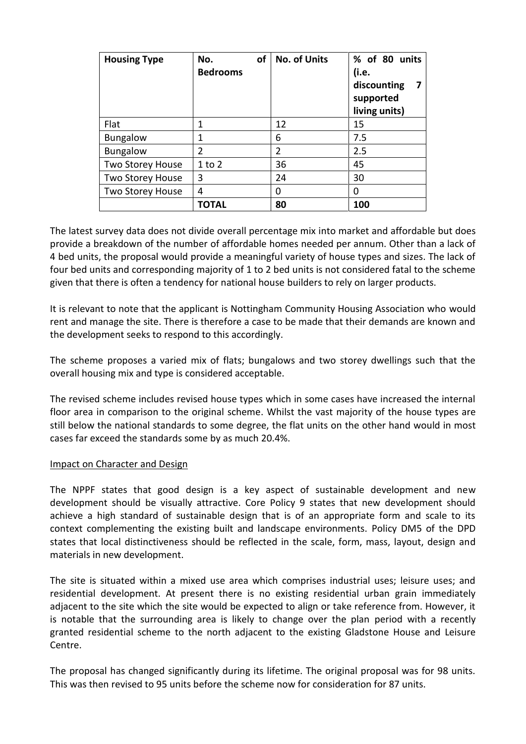| Housing Type | No. of Bedrooms | No. of Units | % of 80 units (i.e. discounting 7 supported living units) |
|---|---|---|---|
| Flat | 1 | 12 | 15 |
| Bungalow | 1 | 6 | 7.5 |
| Bungalow | 2 | 2 | 2.5 |
| Two Storey House | 1 to 2 | 36 | 45 |
| Two Storey House | 3 | 24 | 30 |
| Two Storey House | 4 | 0 | 0 |
| | **TOTAL** | **80** | **100** |

The latest survey data does not divide overall percentage mix into market and affordable but does provide a breakdown of the number of affordable homes needed per annum. Other than a lack of 4 bed units, the proposal would provide a meaningful variety of house types and sizes. The lack of four bed units and corresponding majority of 1 to 2 bed units is not considered fatal to the scheme given that there is often a tendency for national house builders to rely on larger products.

It is relevant to note that the applicant is Nottingham Community Housing Association who would rent and manage the site. There is therefore a case to be made that their demands are known and the development seeks to respond to this accordingly.

The scheme proposes a varied mix of flats; bungalows and two storey dwellings such that the overall housing mix and type is considered acceptable.

The revised scheme includes revised house types which in some cases have increased the internal floor area in comparison to the original scheme. Whilst the vast majority of the house types are still below the national standards to some degree, the flat units on the other hand would in most cases far exceed the standards some by as much 20.4%.

Impact on Character and Design

The NPPF states that good design is a key aspect of sustainable development and new development should be visually attractive. Core Policy 9 states that new development should achieve a high standard of sustainable design that is of an appropriate form and scale to its context complementing the existing built and landscape environments. Policy DM5 of the DPD states that local distinctiveness should be reflected in the scale, form, mass, layout, design and materials in new development.

The site is situated within a mixed use area which comprises industrial uses; leisure uses; and residential development. At present there is no existing residential urban grain immediately adjacent to the site which the site would be expected to align or take reference from. However, it is notable that the surrounding area is likely to change over the plan period with a recently granted residential scheme to the north adjacent to the existing Gladstone House and Leisure Centre.

The proposal has changed significantly during its lifetime. The original proposal was for 98 units. This was then revised to 95 units before the scheme now for consideration for 87 units.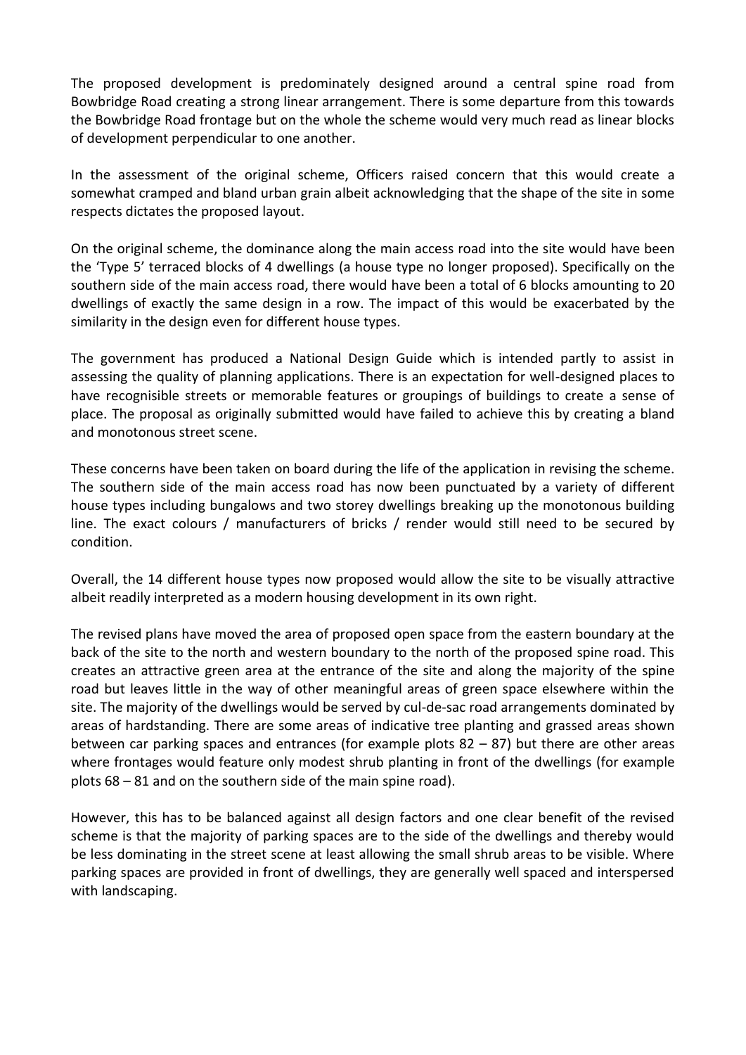The proposed development is predominately designed around a central spine road from Bowbridge Road creating a strong linear arrangement. There is some departure from this towards the Bowbridge Road frontage but on the whole the scheme would very much read as linear blocks of development perpendicular to one another.

In the assessment of the original scheme, Officers raised concern that this would create a somewhat cramped and bland urban grain albeit acknowledging that the shape of the site in some respects dictates the proposed layout.

On the original scheme, the dominance along the main access road into the site would have been the 'Type 5' terraced blocks of 4 dwellings (a house type no longer proposed). Specifically on the southern side of the main access road, there would have been a total of 6 blocks amounting to 20 dwellings of exactly the same design in a row. The impact of this would be exacerbated by the similarity in the design even for different house types.

The government has produced a National Design Guide which is intended partly to assist in assessing the quality of planning applications. There is an expectation for well-designed places to have recognisible streets or memorable features or groupings of buildings to create a sense of place. The proposal as originally submitted would have failed to achieve this by creating a bland and monotonous street scene.

These concerns have been taken on board during the life of the application in revising the scheme. The southern side of the main access road has now been punctuated by a variety of different house types including bungalows and two storey dwellings breaking up the monotonous building line. The exact colours / manufacturers of bricks / render would still need to be secured by condition.

Overall, the 14 different house types now proposed would allow the site to be visually attractive albeit readily interpreted as a modern housing development in its own right.

The revised plans have moved the area of proposed open space from the eastern boundary at the back of the site to the north and western boundary to the north of the proposed spine road. This creates an attractive green area at the entrance of the site and along the majority of the spine road but leaves little in the way of other meaningful areas of green space elsewhere within the site. The majority of the dwellings would be served by cul-de-sac road arrangements dominated by areas of hardstanding. There are some areas of indicative tree planting and grassed areas shown between car parking spaces and entrances (for example plots 82 – 87) but there are other areas where frontages would feature only modest shrub planting in front of the dwellings (for example plots 68 – 81 and on the southern side of the main spine road).

However, this has to be balanced against all design factors and one clear benefit of the revised scheme is that the majority of parking spaces are to the side of the dwellings and thereby would be less dominating in the street scene at least allowing the small shrub areas to be visible. Where parking spaces are provided in front of dwellings, they are generally well spaced and interspersed with landscaping.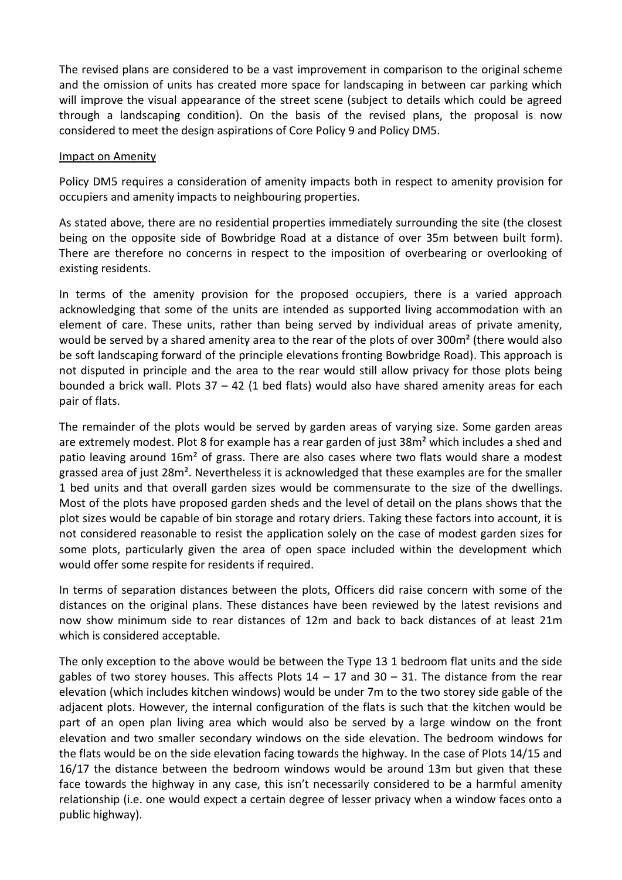The revised plans are considered to be a vast improvement in comparison to the original scheme and the omission of units has created more space for landscaping in between car parking which will improve the visual appearance of the street scene (subject to details which could be agreed through a landscaping condition). On the basis of the revised plans, the proposal is now considered to meet the design aspirations of Core Policy 9 and Policy DM5.

Impact on Amenity

Policy DM5 requires a consideration of amenity impacts both in respect to amenity provision for occupiers and amenity impacts to neighbouring properties.

As stated above, there are no residential properties immediately surrounding the site (the closest being on the opposite side of Bowbridge Road at a distance of over 35m between built form). There are therefore no concerns in respect to the imposition of overbearing or overlooking of existing residents.

In terms of the amenity provision for the proposed occupiers, there is a varied approach acknowledging that some of the units are intended as supported living accommodation with an element of care. These units, rather than being served by individual areas of private amenity, would be served by a shared amenity area to the rear of the plots of over 300m² (there would also be soft landscaping forward of the principle elevations fronting Bowbridge Road). This approach is not disputed in principle and the area to the rear would still allow privacy for those plots being bounded a brick wall. Plots 37 – 42 (1 bed flats) would also have shared amenity areas for each pair of flats.

The remainder of the plots would be served by garden areas of varying size. Some garden areas are extremely modest. Plot 8 for example has a rear garden of just 38m² which includes a shed and patio leaving around 16m² of grass. There are also cases where two flats would share a modest grassed area of just 28m². Nevertheless it is acknowledged that these examples are for the smaller 1 bed units and that overall garden sizes would be commensurate to the size of the dwellings. Most of the plots have proposed garden sheds and the level of detail on the plans shows that the plot sizes would be capable of bin storage and rotary driers. Taking these factors into account, it is not considered reasonable to resist the application solely on the case of modest garden sizes for some plots, particularly given the area of open space included within the development which would offer some respite for residents if required.

In terms of separation distances between the plots, Officers did raise concern with some of the distances on the original plans. These distances have been reviewed by the latest revisions and now show minimum side to rear distances of 12m and back to back distances of at least 21m which is considered acceptable.

The only exception to the above would be between the Type 13 1 bedroom flat units and the side gables of two storey houses. This affects Plots 14 – 17 and 30 – 31. The distance from the rear elevation (which includes kitchen windows) would be under 7m to the two storey side gable of the adjacent plots. However, the internal configuration of the flats is such that the kitchen would be part of an open plan living area which would also be served by a large window on the front elevation and two smaller secondary windows on the side elevation. The bedroom windows for the flats would be on the side elevation facing towards the highway. In the case of Plots 14/15 and 16/17 the distance between the bedroom windows would be around 13m but given that these face towards the highway in any case, this isn't necessarily considered to be a harmful amenity relationship (i.e. one would expect a certain degree of lesser privacy when a window faces onto a public highway).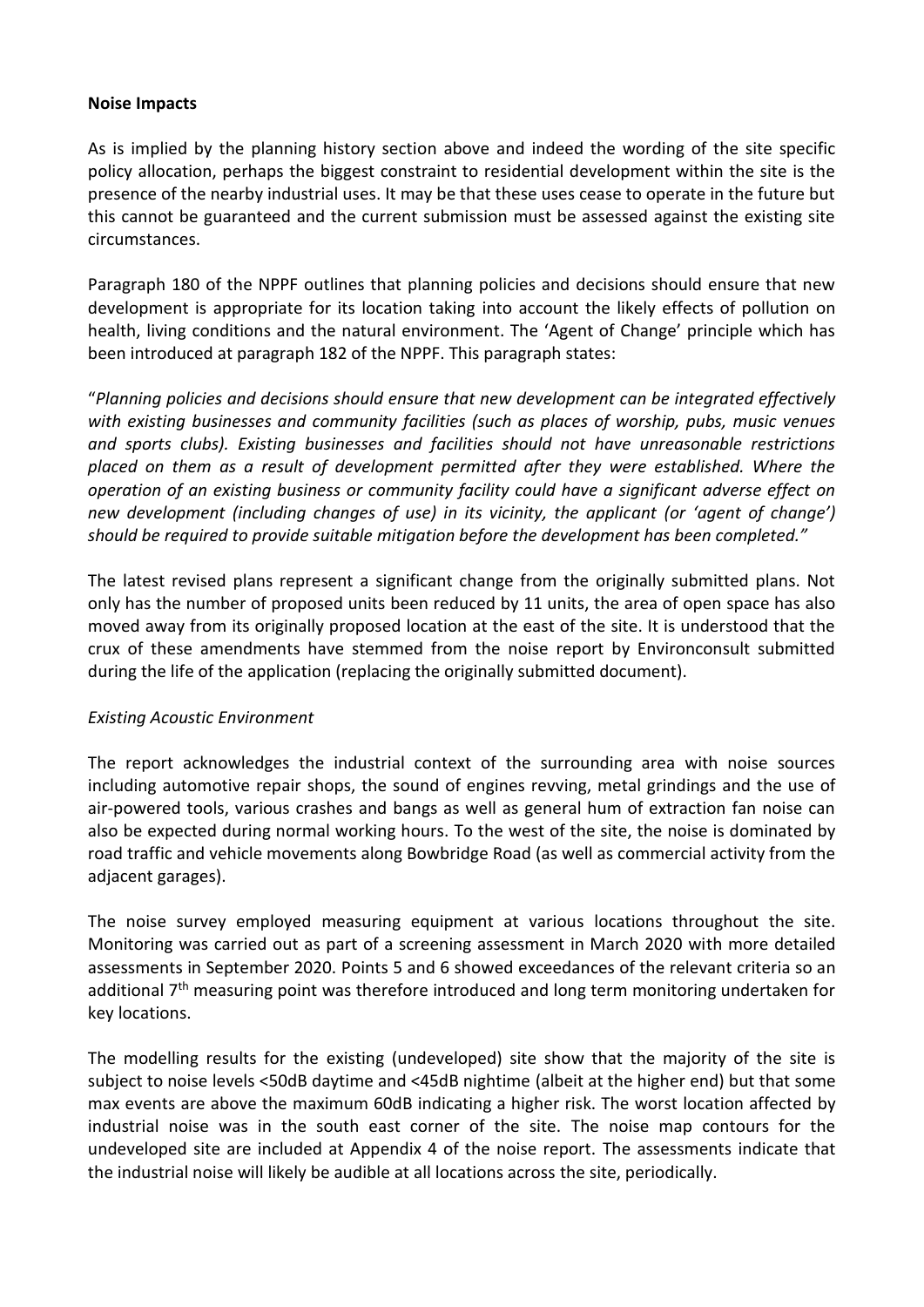**Noise Impacts**

As is implied by the planning history section above and indeed the wording of the site specific policy allocation, perhaps the biggest constraint to residential development within the site is the presence of the nearby industrial uses. It may be that these uses cease to operate in the future but this cannot be guaranteed and the current submission must be assessed against the existing site circumstances.

Paragraph 180 of the NPPF outlines that planning policies and decisions should ensure that new development is appropriate for its location taking into account the likely effects of pollution on health, living conditions and the natural environment. The 'Agent of Change' principle which has been introduced at paragraph 182 of the NPPF. This paragraph states:

"*Planning policies and decisions should ensure that new development can be integrated effectively with existing businesses and community facilities (such as places of worship, pubs, music venues and sports clubs). Existing businesses and facilities should not have unreasonable restrictions placed on them as a result of development permitted after they were established. Where the operation of an existing business or community facility could have a significant adverse effect on new development (including changes of use) in its vicinity, the applicant (or 'agent of change') should be required to provide suitable mitigation before the development has been completed.*"

The latest revised plans represent a significant change from the originally submitted plans. Not only has the number of proposed units been reduced by 11 units, the area of open space has also moved away from its originally proposed location at the east of the site. It is understood that the crux of these amendments have stemmed from the noise report by Environconsult submitted during the life of the application (replacing the originally submitted document).

*Existing Acoustic Environment*

The report acknowledges the industrial context of the surrounding area with noise sources including automotive repair shops, the sound of engines revving, metal grindings and the use of air-powered tools, various crashes and bangs as well as general hum of extraction fan noise can also be expected during normal working hours. To the west of the site, the noise is dominated by road traffic and vehicle movements along Bowbridge Road (as well as commercial activity from the adjacent garages).

The noise survey employed measuring equipment at various locations throughout the site. Monitoring was carried out as part of a screening assessment in March 2020 with more detailed assessments in September 2020. Points 5 and 6 showed exceedances of the relevant criteria so an additional 7th measuring point was therefore introduced and long term monitoring undertaken for key locations.

The modelling results for the existing (undeveloped) site show that the majority of the site is subject to noise levels <50dB daytime and <45dB nightime (albeit at the higher end) but that some max events are above the maximum 60dB indicating a higher risk. The worst location affected by industrial noise was in the south east corner of the site. The noise map contours for the undeveloped site are included at Appendix 4 of the noise report. The assessments indicate that the industrial noise will likely be audible at all locations across the site, periodically.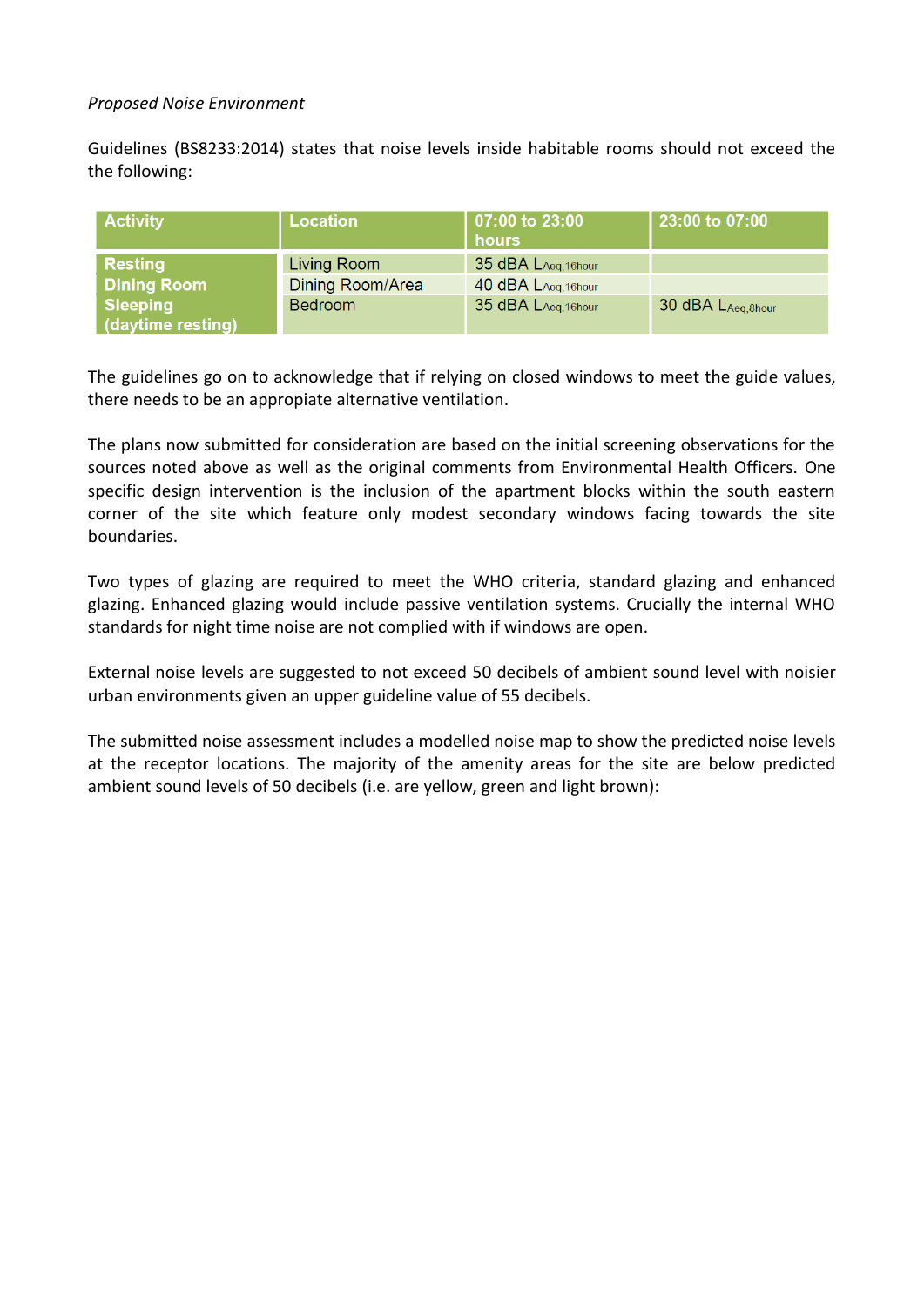*Proposed Noise Environment*

Guidelines (BS8233:2014) states that noise levels inside habitable rooms should not exceed the the following:

| Activity | Location | 07:00 to 23:00 hours | 23:00 to 07:00 |
|---|---|---|---|
| Resting | Living Room | 35 dBA $L_{Aeq,16hour}$ | |
| Dining Room | Dining Room/Area | 40 dBA $L_{Aeq,16hour}$ | |
| Sleeping (daytime resting) | Bedroom | 35 dBA $L_{Aeq,16hour}$ | 30 dBA $L_{Aeq,8hour}$ |

The guidelines go on to acknowledge that if relying on closed windows to meet the guide values, there needs to be an appropiate alternative ventilation.

The plans now submitted for consideration are based on the initial screening observations for the sources noted above as well as the original comments from Environmental Health Officers. One specific design intervention is the inclusion of the apartment blocks within the south eastern corner of the site which feature only modest secondary windows facing towards the site boundaries.

Two types of glazing are required to meet the WHO criteria, standard glazing and enhanced glazing. Enhanced glazing would include passive ventilation systems. Crucially the internal WHO standards for night time noise are not complied with if windows are open.

External noise levels are suggested to not exceed 50 decibels of ambient sound level with noisier urban environments given an upper guideline value of 55 decibels.

The submitted noise assessment includes a modelled noise map to show the predicted noise levels at the receptor locations. The majority of the amenity areas for the site are below predicted ambient sound levels of 50 decibels (i.e. are yellow, green and light brown):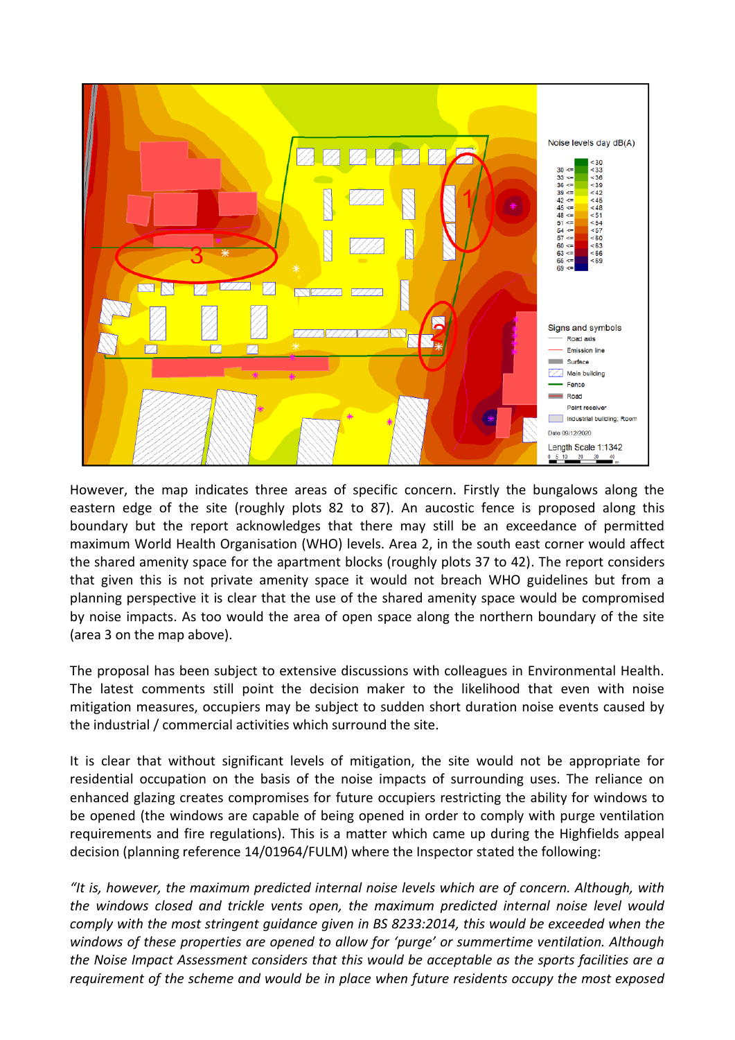However, the map indicates three areas of specific concern. Firstly the bungalows along the eastern edge of the site (roughly plots 82 to 87). An aucostic fence is proposed along this boundary but the report acknowledges that there may still be an exceedance of permitted maximum World Health Organisation (WHO) levels. Area 2, in the south east corner would affect the shared amenity space for the apartment blocks (roughly plots 37 to 42). The report considers that given this is not private amenity space it would not breach WHO guidelines but from a planning perspective it is clear that the use of the shared amenity space would be compromised by noise impacts. As too would the area of open space along the northern boundary of the site (area 3 on the map above).

The proposal has been subject to extensive discussions with colleagues in Environmental Health. The latest comments still point the decision maker to the likelihood that even with noise mitigation measures, occupiers may be subject to sudden short duration noise events caused by the industrial / commercial activities which surround the site.

It is clear that without significant levels of mitigation, the site would not be appropriate for residential occupation on the basis of the noise impacts of surrounding uses. The reliance on enhanced glazing creates compromises for future occupiers restricting the ability for windows to be opened (the windows are capable of being opened in order to comply with purge ventilation requirements and fire regulations). This is a matter which came up during the Highfields appeal decision (planning reference 14/01964/FULM) where the Inspector stated the following:

*"It is, however, the maximum predicted internal noise levels which are of concern. Although, with the windows closed and trickle vents open, the maximum predicted internal noise level would comply with the most stringent guidance given in BS 8233:2014, this would be exceeded when the windows of these properties are opened to allow for 'purge' or summertime ventilation. Although the Noise Impact Assessment considers that this would be acceptable as the sports facilities are a requirement of the scheme and would be in place when future residents occupy the most exposed*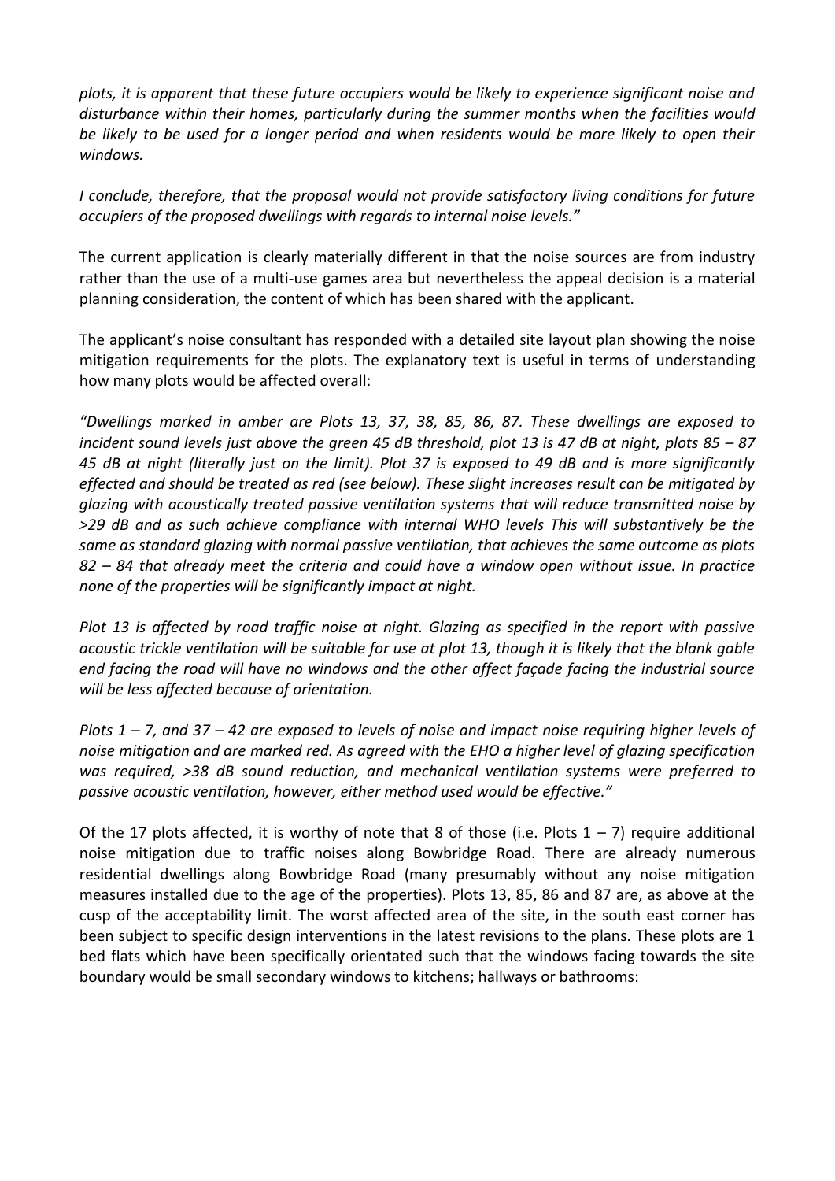*plots, it is apparent that these future occupiers would be likely to experience significant noise and disturbance within their homes, particularly during the summer months when the facilities would be likely to be used for a longer period and when residents would be more likely to open their windows.*

*I conclude, therefore, that the proposal would not provide satisfactory living conditions for future occupiers of the proposed dwellings with regards to internal noise levels."*

The current application is clearly materially different in that the noise sources are from industry rather than the use of a multi-use games area but nevertheless the appeal decision is a material planning consideration, the content of which has been shared with the applicant.

The applicant's noise consultant has responded with a detailed site layout plan showing the noise mitigation requirements for the plots. The explanatory text is useful in terms of understanding how many plots would be affected overall:

*"Dwellings marked in amber are Plots 13, 37, 38, 85, 86, 87. These dwellings are exposed to incident sound levels just above the green 45 dB threshold, plot 13 is 47 dB at night, plots 85 – 87 45 dB at night (literally just on the limit). Plot 37 is exposed to 49 dB and is more significantly effected and should be treated as red (see below). These slight increases result can be mitigated by glazing with acoustically treated passive ventilation systems that will reduce transmitted noise by >29 dB and as such achieve compliance with internal WHO levels This will substantively be the same as standard glazing with normal passive ventilation, that achieves the same outcome as plots 82 – 84 that already meet the criteria and could have a window open without issue. In practice none of the properties will be significantly impact at night.*

*Plot 13 is affected by road traffic noise at night. Glazing as specified in the report with passive acoustic trickle ventilation will be suitable for use at plot 13, though it is likely that the blank gable end facing the road will have no windows and the other affect façade facing the industrial source will be less affected because of orientation.*

*Plots 1 – 7, and 37 – 42 are exposed to levels of noise and impact noise requiring higher levels of noise mitigation and are marked red. As agreed with the EHO a higher level of glazing specification was required, >38 dB sound reduction, and mechanical ventilation systems were preferred to passive acoustic ventilation, however, either method used would be effective."*

Of the 17 plots affected, it is worthy of note that 8 of those (i.e. Plots 1 – 7) require additional noise mitigation due to traffic noises along Bowbridge Road. There are already numerous residential dwellings along Bowbridge Road (many presumably without any noise mitigation measures installed due to the age of the properties). Plots 13, 85, 86 and 87 are, as above at the cusp of the acceptability limit. The worst affected area of the site, in the south east corner has been subject to specific design interventions in the latest revisions to the plans. These plots are 1 bed flats which have been specifically orientated such that the windows facing towards the site boundary would be small secondary windows to kitchens; hallways or bathrooms: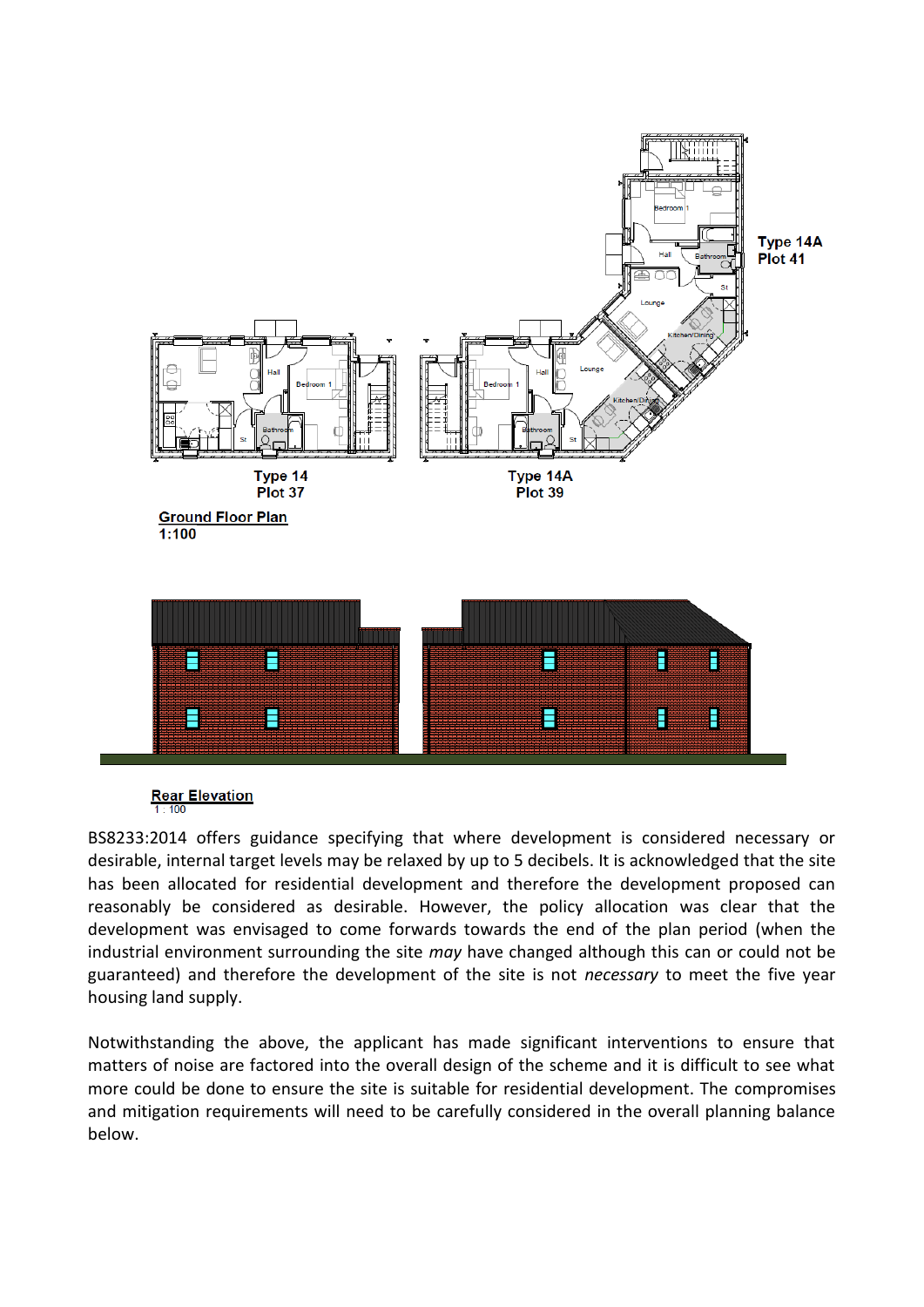Type 14A
Plot 41

Type 14
Plot 37

Type 14A
Plot 39

Ground Floor Plan
1:100

Rear Elevation
1 : 100

BS8233:2014 offers guidance specifying that where development is considered necessary or desirable, internal target levels may be relaxed by up to 5 decibels. It is acknowledged that the site has been allocated for residential development and therefore the development proposed can reasonably be considered as desirable. However, the policy allocation was clear that the development was envisaged to come forwards towards the end of the plan period (when the industrial environment surrounding the site *may* have changed although this can or could not be guaranteed) and therefore the development of the site is not *necessary* to meet the five year housing land supply.

Notwithstanding the above, the applicant has made significant interventions to ensure that matters of noise are factored into the overall design of the scheme and it is difficult to see what more could be done to ensure the site is suitable for residential development. The compromises and mitigation requirements will need to be carefully considered in the overall planning balance below.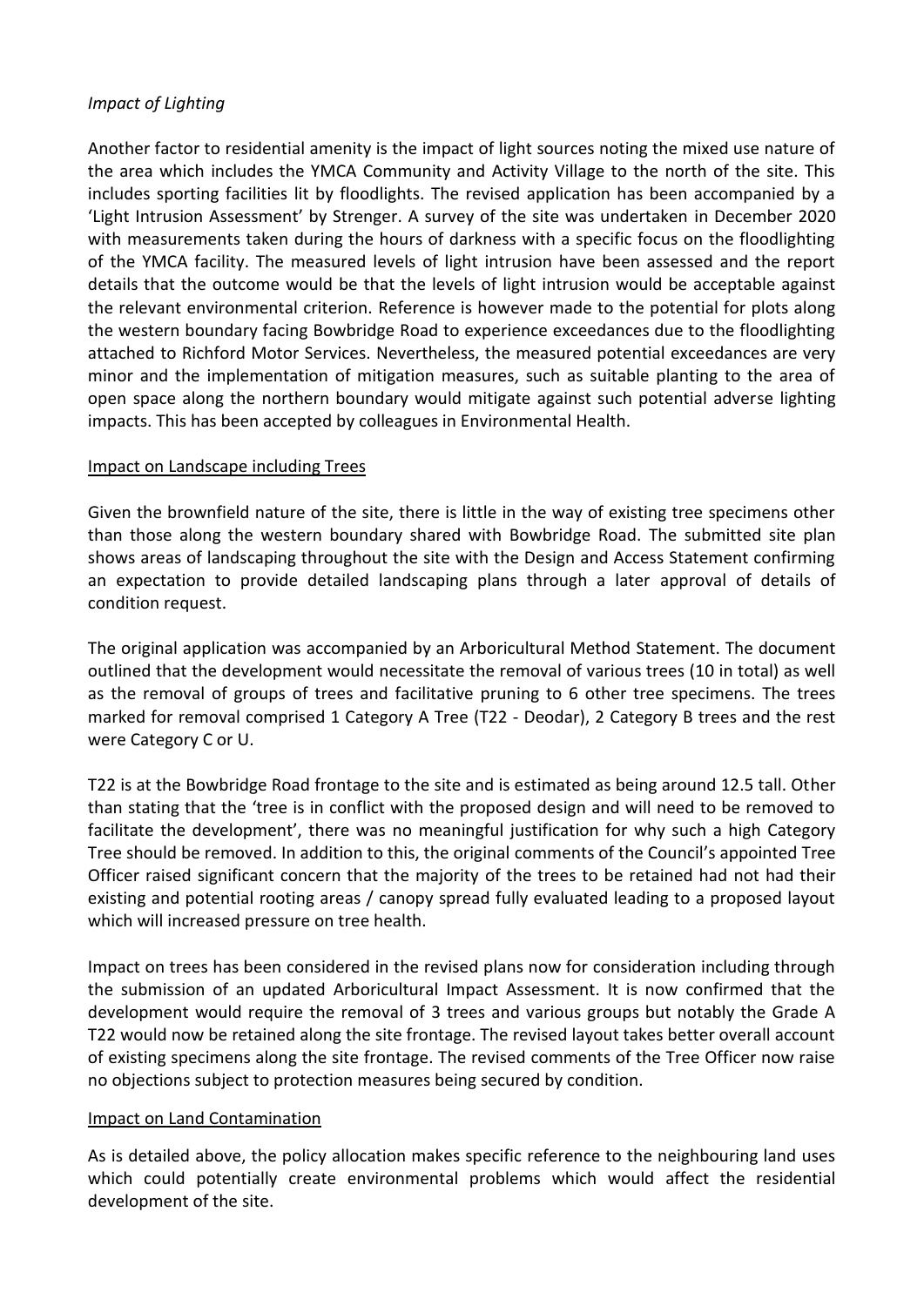*Impact of Lighting*

Another factor to residential amenity is the impact of light sources noting the mixed use nature of the area which includes the YMCA Community and Activity Village to the north of the site. This includes sporting facilities lit by floodlights. The revised application has been accompanied by a 'Light Intrusion Assessment' by Strenger. A survey of the site was undertaken in December 2020 with measurements taken during the hours of darkness with a specific focus on the floodlighting of the YMCA facility. The measured levels of light intrusion have been assessed and the report details that the outcome would be that the levels of light intrusion would be acceptable against the relevant environmental criterion. Reference is however made to the potential for plots along the western boundary facing Bowbridge Road to experience exceedances due to the floodlighting attached to Richford Motor Services. Nevertheless, the measured potential exceedances are very minor and the implementation of mitigation measures, such as suitable planting to the area of open space along the northern boundary would mitigate against such potential adverse lighting impacts. This has been accepted by colleagues in Environmental Health.

Impact on Landscape including Trees

Given the brownfield nature of the site, there is little in the way of existing tree specimens other than those along the western boundary shared with Bowbridge Road. The submitted site plan shows areas of landscaping throughout the site with the Design and Access Statement confirming an expectation to provide detailed landscaping plans through a later approval of details of condition request.

The original application was accompanied by an Arboricultural Method Statement. The document outlined that the development would necessitate the removal of various trees (10 in total) as well as the removal of groups of trees and facilitative pruning to 6 other tree specimens. The trees marked for removal comprised 1 Category A Tree (T22 - Deodar), 2 Category B trees and the rest were Category C or U.

T22 is at the Bowbridge Road frontage to the site and is estimated as being around 12.5 tall. Other than stating that the 'tree is in conflict with the proposed design and will need to be removed to facilitate the development', there was no meaningful justification for why such a high Category Tree should be removed. In addition to this, the original comments of the Council's appointed Tree Officer raised significant concern that the majority of the trees to be retained had not had their existing and potential rooting areas / canopy spread fully evaluated leading to a proposed layout which will increased pressure on tree health.

Impact on trees has been considered in the revised plans now for consideration including through the submission of an updated Arboricultural Impact Assessment. It is now confirmed that the development would require the removal of 3 trees and various groups but notably the Grade A T22 would now be retained along the site frontage. The revised layout takes better overall account of existing specimens along the site frontage. The revised comments of the Tree Officer now raise no objections subject to protection measures being secured by condition.

Impact on Land Contamination

As is detailed above, the policy allocation makes specific reference to the neighbouring land uses which could potentially create environmental problems which would affect the residential development of the site.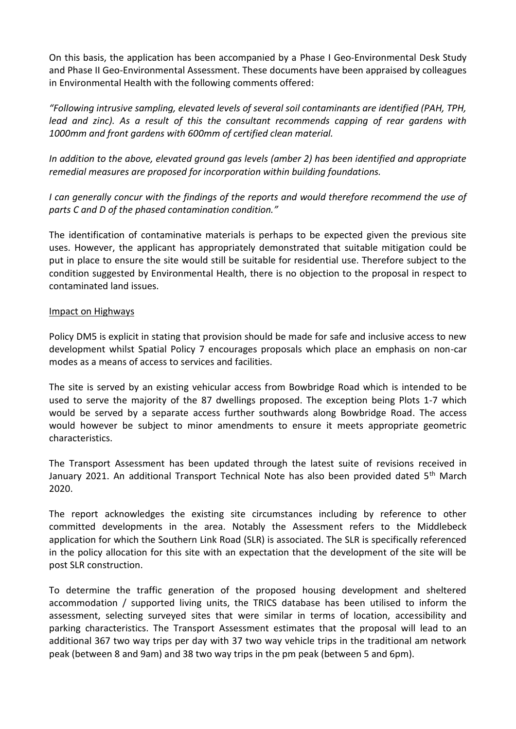On this basis, the application has been accompanied by a Phase I Geo-Environmental Desk Study and Phase II Geo-Environmental Assessment. These documents have been appraised by colleagues in Environmental Health with the following comments offered:

*"Following intrusive sampling, elevated levels of several soil contaminants are identified (PAH, TPH, lead and zinc). As a result of this the consultant recommends capping of rear gardens with 1000mm and front gardens with 600mm of certified clean material.*

*In addition to the above, elevated ground gas levels (amber 2) has been identified and appropriate remedial measures are proposed for incorporation within building foundations.*

*I can generally concur with the findings of the reports and would therefore recommend the use of parts C and D of the phased contamination condition."*

The identification of contaminative materials is perhaps to be expected given the previous site uses. However, the applicant has appropriately demonstrated that suitable mitigation could be put in place to ensure the site would still be suitable for residential use. Therefore subject to the condition suggested by Environmental Health, there is no objection to the proposal in respect to contaminated land issues.

Impact on Highways

Policy DM5 is explicit in stating that provision should be made for safe and inclusive access to new development whilst Spatial Policy 7 encourages proposals which place an emphasis on non-car modes as a means of access to services and facilities.

The site is served by an existing vehicular access from Bowbridge Road which is intended to be used to serve the majority of the 87 dwellings proposed. The exception being Plots 1-7 which would be served by a separate access further southwards along Bowbridge Road. The access would however be subject to minor amendments to ensure it meets appropriate geometric characteristics.

The Transport Assessment has been updated through the latest suite of revisions received in January 2021. An additional Transport Technical Note has also been provided dated 5th March 2020.

The report acknowledges the existing site circumstances including by reference to other committed developments in the area. Notably the Assessment refers to the Middlebeck application for which the Southern Link Road (SLR) is associated. The SLR is specifically referenced in the policy allocation for this site with an expectation that the development of the site will be post SLR construction.

To determine the traffic generation of the proposed housing development and sheltered accommodation / supported living units, the TRICS database has been utilised to inform the assessment, selecting surveyed sites that were similar in terms of location, accessibility and parking characteristics. The Transport Assessment estimates that the proposal will lead to an additional 367 two way trips per day with 37 two way vehicle trips in the traditional am network peak (between 8 and 9am) and 38 two way trips in the pm peak (between 5 and 6pm).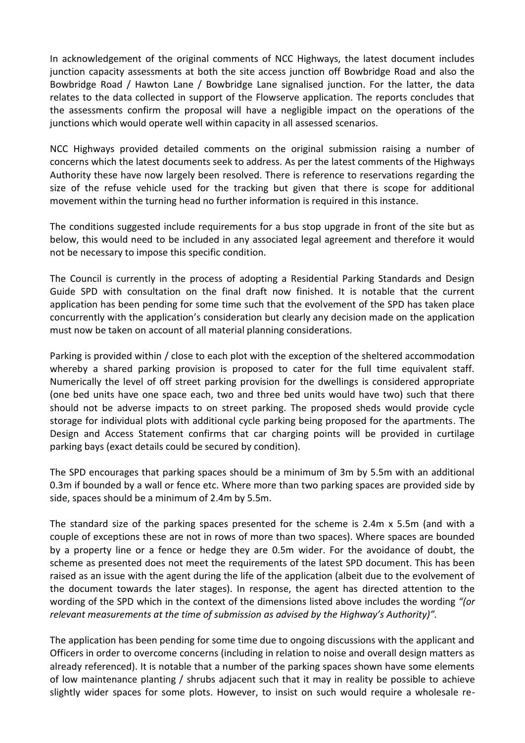In acknowledgement of the original comments of NCC Highways, the latest document includes junction capacity assessments at both the site access junction off Bowbridge Road and also the Bowbridge Road / Hawton Lane / Bowbridge Lane signalised junction. For the latter, the data relates to the data collected in support of the Flowserve application. The reports concludes that the assessments confirm the proposal will have a negligible impact on the operations of the junctions which would operate well within capacity in all assessed scenarios.

NCC Highways provided detailed comments on the original submission raising a number of concerns which the latest documents seek to address. As per the latest comments of the Highways Authority these have now largely been resolved. There is reference to reservations regarding the size of the refuse vehicle used for the tracking but given that there is scope for additional movement within the turning head no further information is required in this instance.

The conditions suggested include requirements for a bus stop upgrade in front of the site but as below, this would need to be included in any associated legal agreement and therefore it would not be necessary to impose this specific condition.

The Council is currently in the process of adopting a Residential Parking Standards and Design Guide SPD with consultation on the final draft now finished. It is notable that the current application has been pending for some time such that the evolvement of the SPD has taken place concurrently with the application's consideration but clearly any decision made on the application must now be taken on account of all material planning considerations.

Parking is provided within / close to each plot with the exception of the sheltered accommodation whereby a shared parking provision is proposed to cater for the full time equivalent staff. Numerically the level of off street parking provision for the dwellings is considered appropriate (one bed units have one space each, two and three bed units would have two) such that there should not be adverse impacts to on street parking. The proposed sheds would provide cycle storage for individual plots with additional cycle parking being proposed for the apartments. The Design and Access Statement confirms that car charging points will be provided in curtilage parking bays (exact details could be secured by condition).

The SPD encourages that parking spaces should be a minimum of 3m by 5.5m with an additional 0.3m if bounded by a wall or fence etc. Where more than two parking spaces are provided side by side, spaces should be a minimum of 2.4m by 5.5m.

The standard size of the parking spaces presented for the scheme is 2.4m x 5.5m (and with a couple of exceptions these are not in rows of more than two spaces). Where spaces are bounded by a property line or a fence or hedge they are 0.5m wider. For the avoidance of doubt, the scheme as presented does not meet the requirements of the latest SPD document. This has been raised as an issue with the agent during the life of the application (albeit due to the evolvement of the document towards the later stages). In response, the agent has directed attention to the wording of the SPD which in the context of the dimensions listed above includes the wording *"(or relevant measurements at the time of submission as advised by the Highway's Authority)".*

The application has been pending for some time due to ongoing discussions with the applicant and Officers in order to overcome concerns (including in relation to noise and overall design matters as already referenced). It is notable that a number of the parking spaces shown have some elements of low maintenance planting / shrubs adjacent such that it may in reality be possible to achieve slightly wider spaces for some plots. However, to insist on such would require a wholesale re-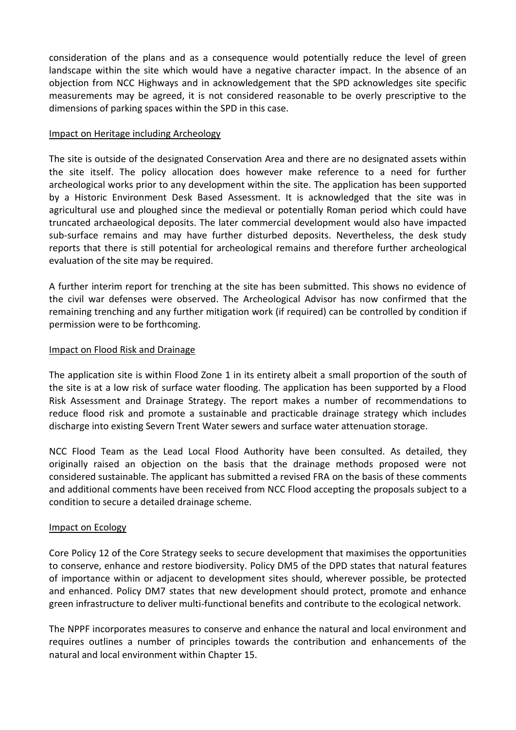consideration of the plans and as a consequence would potentially reduce the level of green landscape within the site which would have a negative character impact. In the absence of an objection from NCC Highways and in acknowledgement that the SPD acknowledges site specific measurements may be agreed, it is not considered reasonable to be overly prescriptive to the dimensions of parking spaces within the SPD in this case.

Impact on Heritage including Archeology

The site is outside of the designated Conservation Area and there are no designated assets within the site itself. The policy allocation does however make reference to a need for further archeological works prior to any development within the site. The application has been supported by a Historic Environment Desk Based Assessment. It is acknowledged that the site was in agricultural use and ploughed since the medieval or potentially Roman period which could have truncated archaeological deposits. The later commercial development would also have impacted sub-surface remains and may have further disturbed deposits. Nevertheless, the desk study reports that there is still potential for archeological remains and therefore further archeological evaluation of the site may be required.

A further interim report for trenching at the site has been submitted. This shows no evidence of the civil war defenses were observed. The Archeological Advisor has now confirmed that the remaining trenching and any further mitigation work (if required) can be controlled by condition if permission were to be forthcoming.

Impact on Flood Risk and Drainage

The application site is within Flood Zone 1 in its entirety albeit a small proportion of the south of the site is at a low risk of surface water flooding. The application has been supported by a Flood Risk Assessment and Drainage Strategy. The report makes a number of recommendations to reduce flood risk and promote a sustainable and practicable drainage strategy which includes discharge into existing Severn Trent Water sewers and surface water attenuation storage.

NCC Flood Team as the Lead Local Flood Authority have been consulted. As detailed, they originally raised an objection on the basis that the drainage methods proposed were not considered sustainable. The applicant has submitted a revised FRA on the basis of these comments and additional comments have been received from NCC Flood accepting the proposals subject to a condition to secure a detailed drainage scheme.

Impact on Ecology

Core Policy 12 of the Core Strategy seeks to secure development that maximises the opportunities to conserve, enhance and restore biodiversity. Policy DM5 of the DPD states that natural features of importance within or adjacent to development sites should, wherever possible, be protected and enhanced. Policy DM7 states that new development should protect, promote and enhance green infrastructure to deliver multi-functional benefits and contribute to the ecological network.

The NPPF incorporates measures to conserve and enhance the natural and local environment and requires outlines a number of principles towards the contribution and enhancements of the natural and local environment within Chapter 15.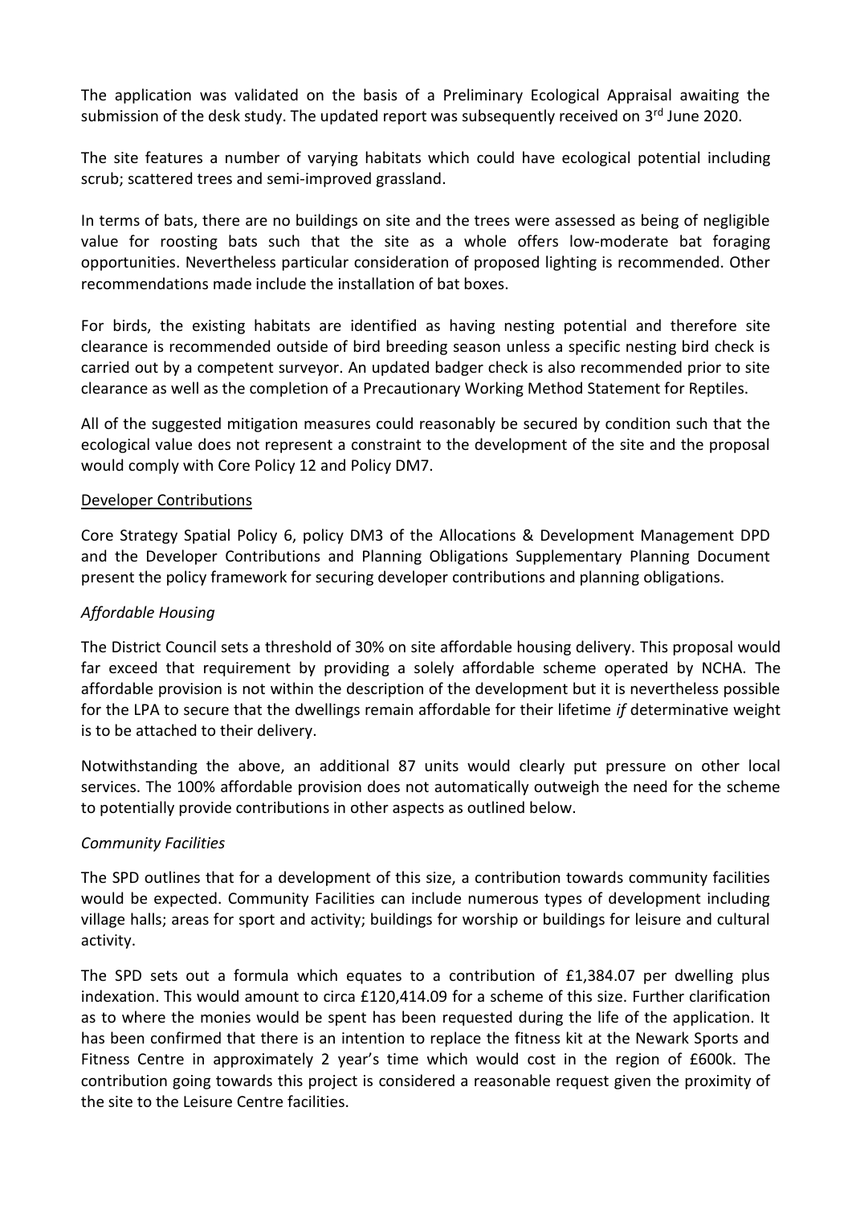The application was validated on the basis of a Preliminary Ecological Appraisal awaiting the submission of the desk study. The updated report was subsequently received on 3rd June 2020.

The site features a number of varying habitats which could have ecological potential including scrub; scattered trees and semi-improved grassland.

In terms of bats, there are no buildings on site and the trees were assessed as being of negligible value for roosting bats such that the site as a whole offers low-moderate bat foraging opportunities. Nevertheless particular consideration of proposed lighting is recommended. Other recommendations made include the installation of bat boxes.

For birds, the existing habitats are identified as having nesting potential and therefore site clearance is recommended outside of bird breeding season unless a specific nesting bird check is carried out by a competent surveyor. An updated badger check is also recommended prior to site clearance as well as the completion of a Precautionary Working Method Statement for Reptiles.

All of the suggested mitigation measures could reasonably be secured by condition such that the ecological value does not represent a constraint to the development of the site and the proposal would comply with Core Policy 12 and Policy DM7.

## Developer Contributions

Core Strategy Spatial Policy 6, policy DM3 of the Allocations & Development Management DPD and the Developer Contributions and Planning Obligations Supplementary Planning Document present the policy framework for securing developer contributions and planning obligations.

### *Affordable Housing*

The District Council sets a threshold of 30% on site affordable housing delivery. This proposal would far exceed that requirement by providing a solely affordable scheme operated by NCHA. The affordable provision is not within the description of the development but it is nevertheless possible for the LPA to secure that the dwellings remain affordable for their lifetime *if* determinative weight is to be attached to their delivery.

Notwithstanding the above, an additional 87 units would clearly put pressure on other local services. The 100% affordable provision does not automatically outweigh the need for the scheme to potentially provide contributions in other aspects as outlined below.

### *Community Facilities*

The SPD outlines that for a development of this size, a contribution towards community facilities would be expected. Community Facilities can include numerous types of development including village halls; areas for sport and activity; buildings for worship or buildings for leisure and cultural activity.

The SPD sets out a formula which equates to a contribution of £1,384.07 per dwelling plus indexation. This would amount to circa £120,414.09 for a scheme of this size. Further clarification as to where the monies would be spent has been requested during the life of the application. It has been confirmed that there is an intention to replace the fitness kit at the Newark Sports and Fitness Centre in approximately 2 year's time which would cost in the region of £600k. The contribution going towards this project is considered a reasonable request given the proximity of the site to the Leisure Centre facilities.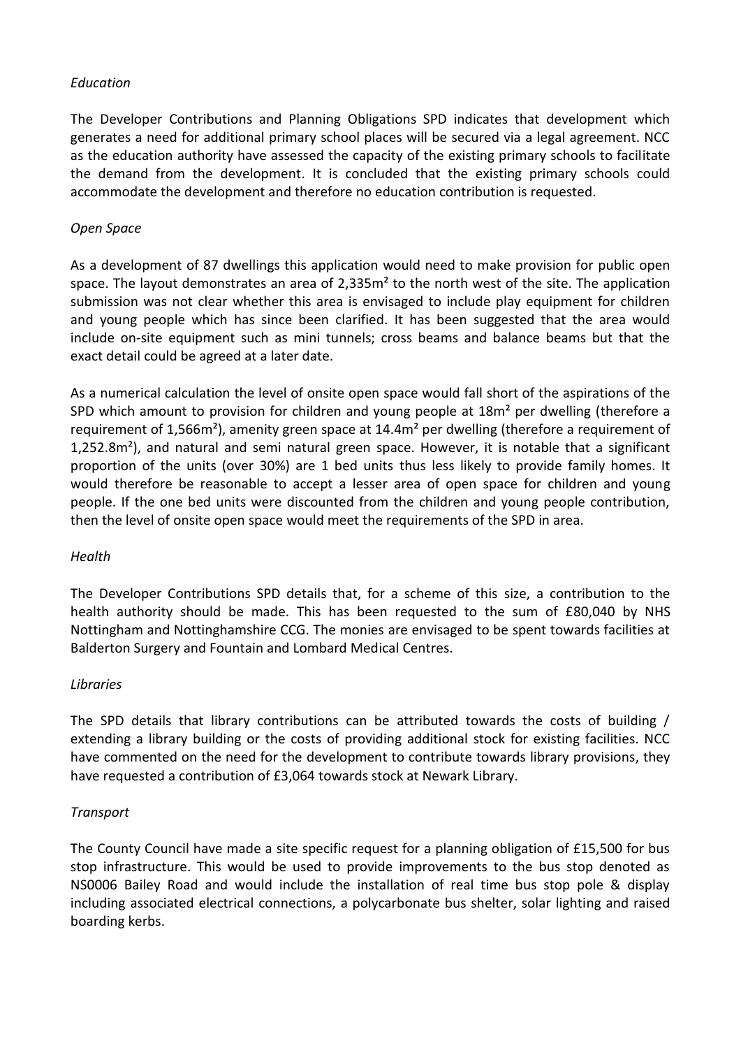*Education*

The Developer Contributions and Planning Obligations SPD indicates that development which generates a need for additional primary school places will be secured via a legal agreement. NCC as the education authority have assessed the capacity of the existing primary schools to facilitate the demand from the development. It is concluded that the existing primary schools could accommodate the development and therefore no education contribution is requested.

*Open Space*

As a development of 87 dwellings this application would need to make provision for public open space. The layout demonstrates an area of 2,335m² to the north west of the site. The application submission was not clear whether this area is envisaged to include play equipment for children and young people which has since been clarified. It has been suggested that the area would include on-site equipment such as mini tunnels; cross beams and balance beams but that the exact detail could be agreed at a later date.

As a numerical calculation the level of onsite open space would fall short of the aspirations of the SPD which amount to provision for children and young people at 18m² per dwelling (therefore a requirement of 1,566m²), amenity green space at 14.4m² per dwelling (therefore a requirement of 1,252.8m²), and natural and semi natural green space. However, it is notable that a significant proportion of the units (over 30%) are 1 bed units thus less likely to provide family homes. It would therefore be reasonable to accept a lesser area of open space for children and young people. If the one bed units were discounted from the children and young people contribution, then the level of onsite open space would meet the requirements of the SPD in area.

*Health*

The Developer Contributions SPD details that, for a scheme of this size, a contribution to the health authority should be made. This has been requested to the sum of £80,040 by NHS Nottingham and Nottinghamshire CCG. The monies are envisaged to be spent towards facilities at Balderton Surgery and Fountain and Lombard Medical Centres.

*Libraries*

The SPD details that library contributions can be attributed towards the costs of building / extending a library building or the costs of providing additional stock for existing facilities. NCC have commented on the need for the development to contribute towards library provisions, they have requested a contribution of £3,064 towards stock at Newark Library.

*Transport*

The County Council have made a site specific request for a planning obligation of £15,500 for bus stop infrastructure. This would be used to provide improvements to the bus stop denoted as NS0006 Bailey Road and would include the installation of real time bus stop pole & display including associated electrical connections, a polycarbonate bus shelter, solar lighting and raised boarding kerbs.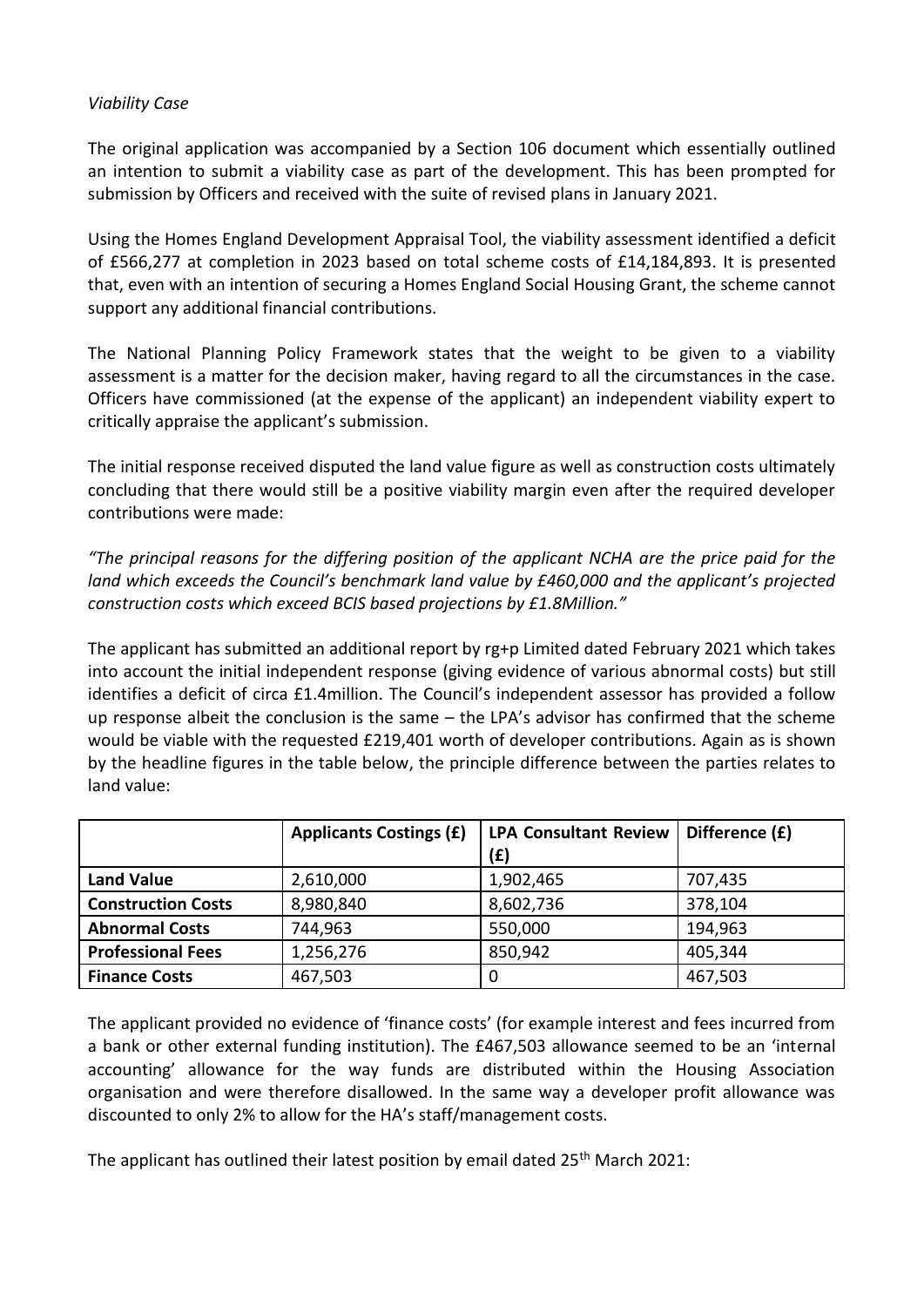*Viability Case*

The original application was accompanied by a Section 106 document which essentially outlined an intention to submit a viability case as part of the development. This has been prompted for submission by Officers and received with the suite of revised plans in January 2021.

Using the Homes England Development Appraisal Tool, the viability assessment identified a deficit of £566,277 at completion in 2023 based on total scheme costs of £14,184,893. It is presented that, even with an intention of securing a Homes England Social Housing Grant, the scheme cannot support any additional financial contributions.

The National Planning Policy Framework states that the weight to be given to a viability assessment is a matter for the decision maker, having regard to all the circumstances in the case. Officers have commissioned (at the expense of the applicant) an independent viability expert to critically appraise the applicant's submission.

The initial response received disputed the land value figure as well as construction costs ultimately concluding that there would still be a positive viability margin even after the required developer contributions were made:

*"The principal reasons for the differing position of the applicant NCHA are the price paid for the land which exceeds the Council's benchmark land value by £460,000 and the applicant's projected construction costs which exceed BCIS based projections by £1.8Million."*

The applicant has submitted an additional report by rg+p Limited dated February 2021 which takes into account the initial independent response (giving evidence of various abnormal costs) but still identifies a deficit of circa £1.4million. The Council's independent assessor has provided a follow up response albeit the conclusion is the same – the LPA's advisor has confirmed that the scheme would be viable with the requested £219,401 worth of developer contributions. Again as is shown by the headline figures in the table below, the principle difference between the parties relates to land value:

| | **Applicants Costings (£)** | **LPA Consultant Review (£)** | **Difference (£)** |
|---|---|---|---|
| **Land Value** | 2,610,000 | 1,902,465 | 707,435 |
| **Construction Costs** | 8,980,840 | 8,602,736 | 378,104 |
| **Abnormal Costs** | 744,963 | 550,000 | 194,963 |
| **Professional Fees** | 1,256,276 | 850,942 | 405,344 |
| **Finance Costs** | 467,503 | 0 | 467,503 |

The applicant provided no evidence of 'finance costs' (for example interest and fees incurred from a bank or other external funding institution). The £467,503 allowance seemed to be an 'internal accounting' allowance for the way funds are distributed within the Housing Association organisation and were therefore disallowed. In the same way a developer profit allowance was discounted to only 2% to allow for the HA's staff/management costs.

The applicant has outlined their latest position by email dated 25th March 2021: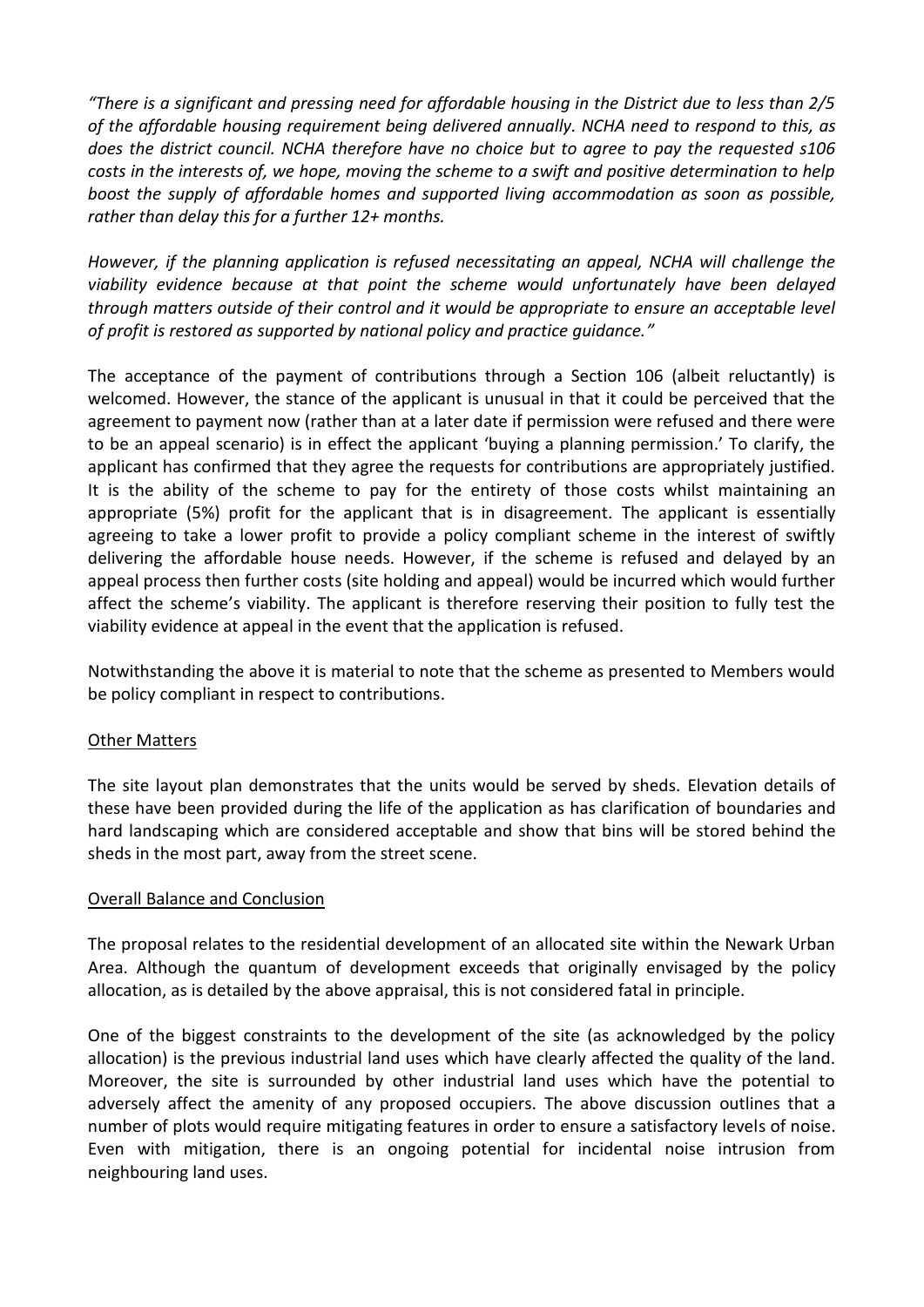*"There is a significant and pressing need for affordable housing in the District due to less than 2/5 of the affordable housing requirement being delivered annually. NCHA need to respond to this, as does the district council. NCHA therefore have no choice but to agree to pay the requested s106 costs in the interests of, we hope, moving the scheme to a swift and positive determination to help boost the supply of affordable homes and supported living accommodation as soon as possible, rather than delay this for a further 12+ months.*

*However, if the planning application is refused necessitating an appeal, NCHA will challenge the viability evidence because at that point the scheme would unfortunately have been delayed through matters outside of their control and it would be appropriate to ensure an acceptable level of profit is restored as supported by national policy and practice guidance."*

The acceptance of the payment of contributions through a Section 106 (albeit reluctantly) is welcomed. However, the stance of the applicant is unusual in that it could be perceived that the agreement to payment now (rather than at a later date if permission were refused and there were to be an appeal scenario) is in effect the applicant 'buying a planning permission.' To clarify, the applicant has confirmed that they agree the requests for contributions are appropriately justified. It is the ability of the scheme to pay for the entirety of those costs whilst maintaining an appropriate (5%) profit for the applicant that is in disagreement. The applicant is essentially agreeing to take a lower profit to provide a policy compliant scheme in the interest of swiftly delivering the affordable house needs. However, if the scheme is refused and delayed by an appeal process then further costs (site holding and appeal) would be incurred which would further affect the scheme's viability. The applicant is therefore reserving their position to fully test the viability evidence at appeal in the event that the application is refused.

Notwithstanding the above it is material to note that the scheme as presented to Members would be policy compliant in respect to contributions.

<u>Other Matters</u>

The site layout plan demonstrates that the units would be served by sheds. Elevation details of these have been provided during the life of the application as has clarification of boundaries and hard landscaping which are considered acceptable and show that bins will be stored behind the sheds in the most part, away from the street scene.

<u>Overall Balance and Conclusion</u>

The proposal relates to the residential development of an allocated site within the Newark Urban Area. Although the quantum of development exceeds that originally envisaged by the policy allocation, as is detailed by the above appraisal, this is not considered fatal in principle.

One of the biggest constraints to the development of the site (as acknowledged by the policy allocation) is the previous industrial land uses which have clearly affected the quality of the land. Moreover, the site is surrounded by other industrial land uses which have the potential to adversely affect the amenity of any proposed occupiers. The above discussion outlines that a number of plots would require mitigating features in order to ensure a satisfactory levels of noise. Even with mitigation, there is an ongoing potential for incidental noise intrusion from neighbouring land uses.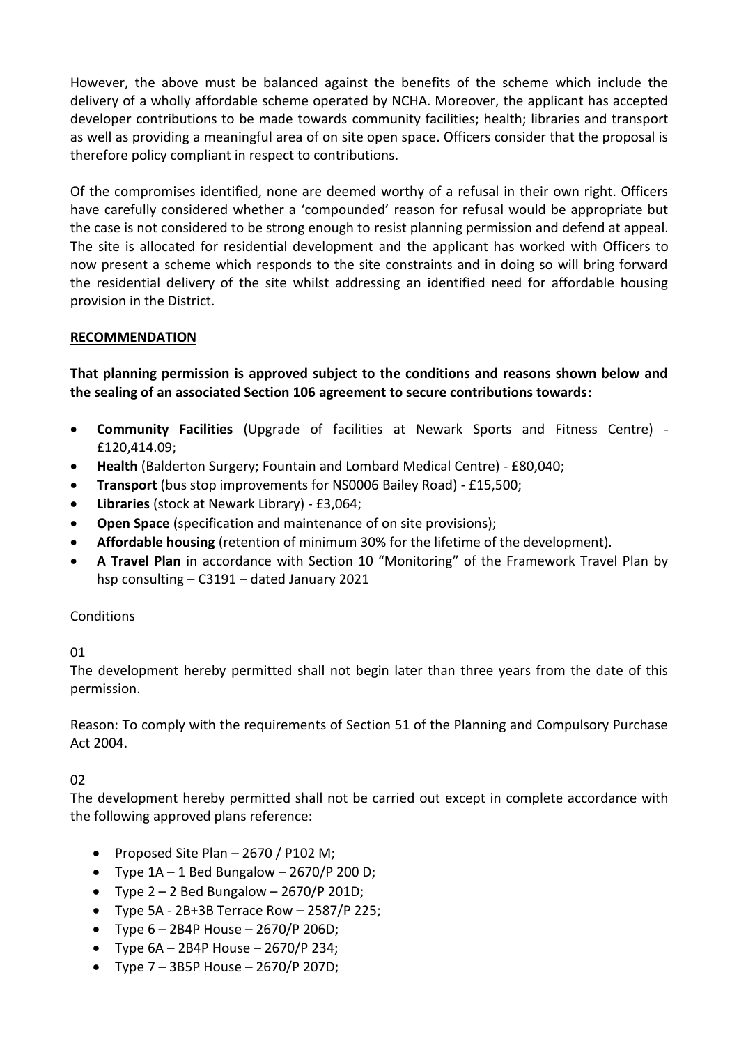However, the above must be balanced against the benefits of the scheme which include the delivery of a wholly affordable scheme operated by NCHA. Moreover, the applicant has accepted developer contributions to be made towards community facilities; health; libraries and transport as well as providing a meaningful area of on site open space. Officers consider that the proposal is therefore policy compliant in respect to contributions.

Of the compromises identified, none are deemed worthy of a refusal in their own right. Officers have carefully considered whether a 'compounded' reason for refusal would be appropriate but the case is not considered to be strong enough to resist planning permission and defend at appeal. The site is allocated for residential development and the applicant has worked with Officers to now present a scheme which responds to the site constraints and in doing so will bring forward the residential delivery of the site whilst addressing an identified need for affordable housing provision in the District.

## RECOMMENDATION

**That planning permission is approved subject to the conditions and reasons shown below and the sealing of an associated Section 106 agreement to secure contributions towards:**

- **Community Facilities** (Upgrade of facilities at Newark Sports and Fitness Centre) - £120,414.09;
- **Health** (Balderton Surgery; Fountain and Lombard Medical Centre) - £80,040;
- **Transport** (bus stop improvements for NS0006 Bailey Road) - £15,500;
- **Libraries** (stock at Newark Library) - £3,064;
- **Open Space** (specification and maintenance of on site provisions);
- **Affordable housing** (retention of minimum 30% for the lifetime of the development).
- **A Travel Plan** in accordance with Section 10 "Monitoring" of the Framework Travel Plan by hsp consulting – C3191 – dated January 2021

### Conditions

01

The development hereby permitted shall not begin later than three years from the date of this permission.

Reason: To comply with the requirements of Section 51 of the Planning and Compulsory Purchase Act 2004.

02

The development hereby permitted shall not be carried out except in complete accordance with the following approved plans reference:

- Proposed Site Plan – 2670 / P102 M;
- Type 1A – 1 Bed Bungalow – 2670/P 200 D;
- Type 2 – 2 Bed Bungalow – 2670/P 201D;
- Type 5A - 2B+3B Terrace Row – 2587/P 225;
- Type 6 – 2B4P House – 2670/P 206D;
- Type 6A – 2B4P House – 2670/P 234;
- Type 7 – 3B5P House – 2670/P 207D;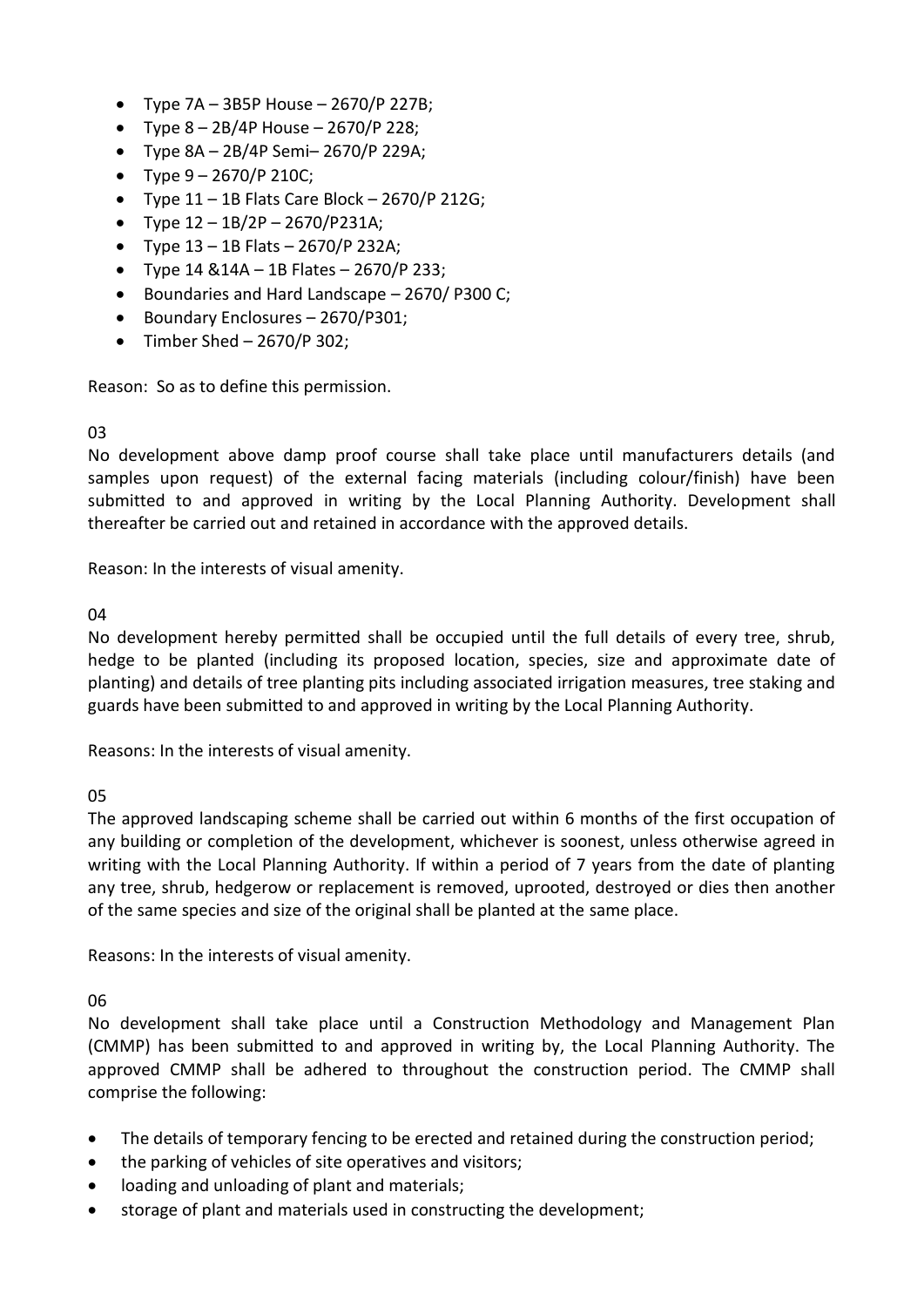- Type 7A – 3B5P House – 2670/P 227B;
- Type 8 – 2B/4P House – 2670/P 228;
- Type 8A – 2B/4P Semi– 2670/P 229A;
- Type 9 – 2670/P 210C;
- Type 11 – 1B Flats Care Block – 2670/P 212G;
- Type 12 – 1B/2P – 2670/P231A;
- Type 13 – 1B Flats – 2670/P 232A;
- Type 14 &14A – 1B Flates – 2670/P 233;
- Boundaries and Hard Landscape – 2670/ P300 C;
- Boundary Enclosures – 2670/P301;
- Timber Shed – 2670/P 302;

Reason: So as to define this permission.

03

No development above damp proof course shall take place until manufacturers details (and samples upon request) of the external facing materials (including colour/finish) have been submitted to and approved in writing by the Local Planning Authority. Development shall thereafter be carried out and retained in accordance with the approved details.

Reason: In the interests of visual amenity.

04

No development hereby permitted shall be occupied until the full details of every tree, shrub, hedge to be planted (including its proposed location, species, size and approximate date of planting) and details of tree planting pits including associated irrigation measures, tree staking and guards have been submitted to and approved in writing by the Local Planning Authority.

Reasons: In the interests of visual amenity.

05

The approved landscaping scheme shall be carried out within 6 months of the first occupation of any building or completion of the development, whichever is soonest, unless otherwise agreed in writing with the Local Planning Authority. If within a period of 7 years from the date of planting any tree, shrub, hedgerow or replacement is removed, uprooted, destroyed or dies then another of the same species and size of the original shall be planted at the same place.

Reasons: In the interests of visual amenity.

06

No development shall take place until a Construction Methodology and Management Plan (CMMP) has been submitted to and approved in writing by, the Local Planning Authority. The approved CMMP shall be adhered to throughout the construction period. The CMMP shall comprise the following:

- The details of temporary fencing to be erected and retained during the construction period;
- the parking of vehicles of site operatives and visitors;
- loading and unloading of plant and materials;
- storage of plant and materials used in constructing the development;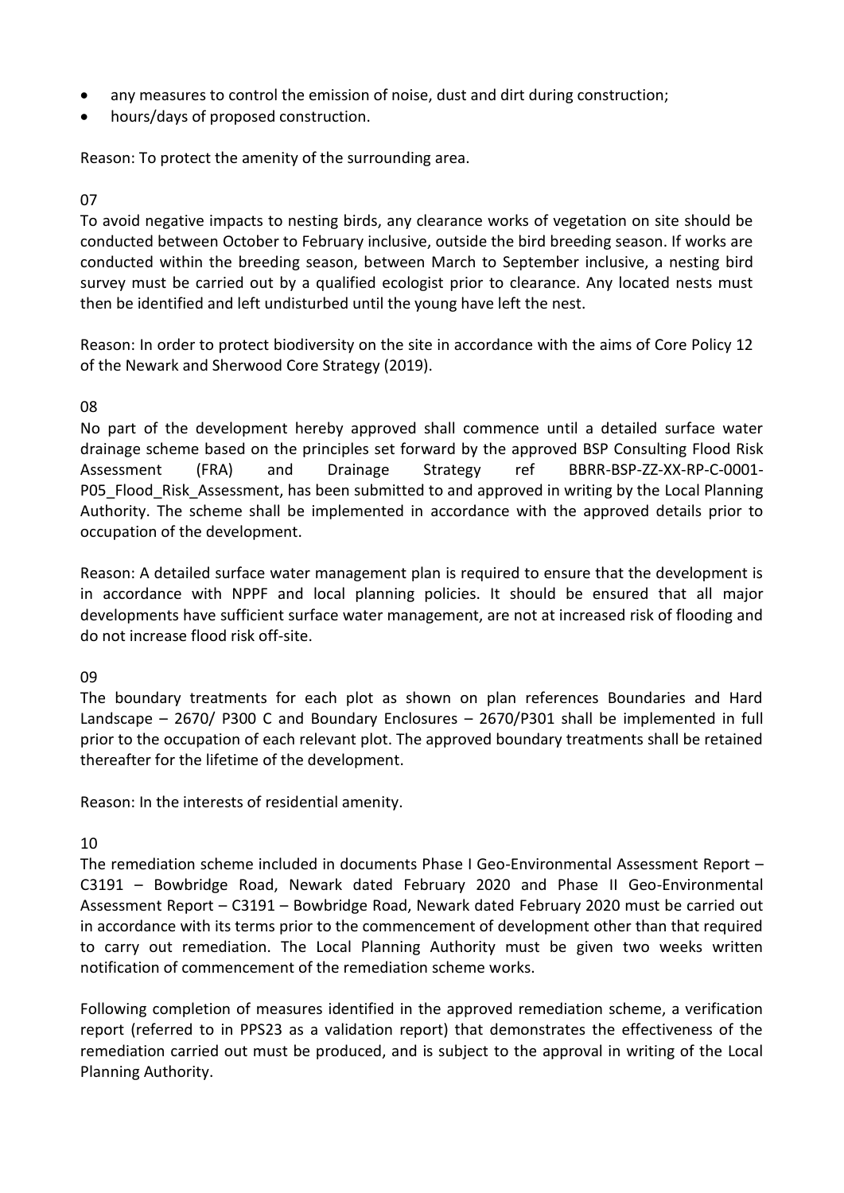- any measures to control the emission of noise, dust and dirt during construction;
- hours/days of proposed construction.

Reason: To protect the amenity of the surrounding area.

07

To avoid negative impacts to nesting birds, any clearance works of vegetation on site should be conducted between October to February inclusive, outside the bird breeding season. If works are conducted within the breeding season, between March to September inclusive, a nesting bird survey must be carried out by a qualified ecologist prior to clearance. Any located nests must then be identified and left undisturbed until the young have left the nest.

Reason: In order to protect biodiversity on the site in accordance with the aims of Core Policy 12 of the Newark and Sherwood Core Strategy (2019).

08

No part of the development hereby approved shall commence until a detailed surface water drainage scheme based on the principles set forward by the approved BSP Consulting Flood Risk Assessment (FRA) and Drainage Strategy ref BBRR-BSP-ZZ-XX-RP-C-0001-P05_Flood_Risk_Assessment, has been submitted to and approved in writing by the Local Planning Authority. The scheme shall be implemented in accordance with the approved details prior to occupation of the development.

Reason: A detailed surface water management plan is required to ensure that the development is in accordance with NPPF and local planning policies. It should be ensured that all major developments have sufficient surface water management, are not at increased risk of flooding and do not increase flood risk off-site.

09

The boundary treatments for each plot as shown on plan references Boundaries and Hard Landscape – 2670/ P300 C and Boundary Enclosures – 2670/P301 shall be implemented in full prior to the occupation of each relevant plot. The approved boundary treatments shall be retained thereafter for the lifetime of the development.

Reason: In the interests of residential amenity.

10

The remediation scheme included in documents Phase I Geo-Environmental Assessment Report – C3191 – Bowbridge Road, Newark dated February 2020 and Phase II Geo-Environmental Assessment Report – C3191 – Bowbridge Road, Newark dated February 2020 must be carried out in accordance with its terms prior to the commencement of development other than that required to carry out remediation. The Local Planning Authority must be given two weeks written notification of commencement of the remediation scheme works.

Following completion of measures identified in the approved remediation scheme, a verification report (referred to in PPS23 as a validation report) that demonstrates the effectiveness of the remediation carried out must be produced, and is subject to the approval in writing of the Local Planning Authority.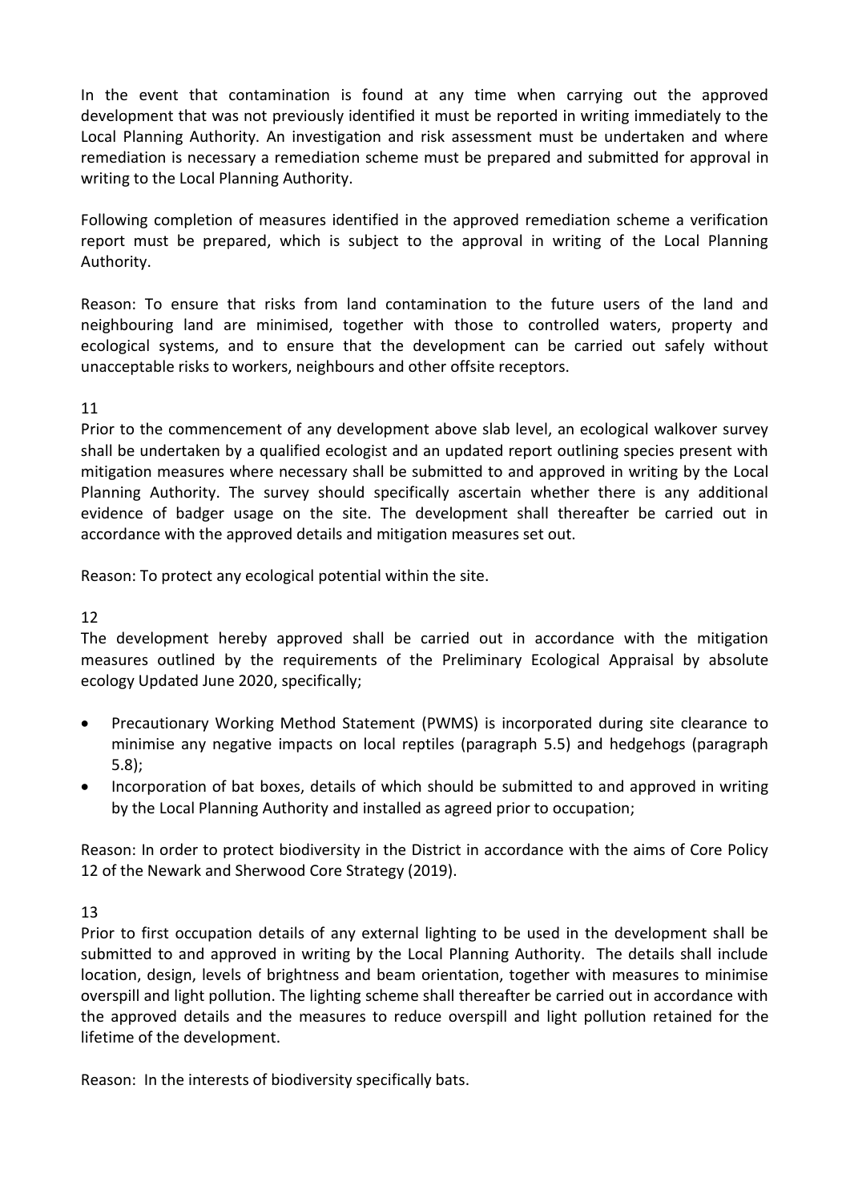In the event that contamination is found at any time when carrying out the approved development that was not previously identified it must be reported in writing immediately to the Local Planning Authority. An investigation and risk assessment must be undertaken and where remediation is necessary a remediation scheme must be prepared and submitted for approval in writing to the Local Planning Authority.

Following completion of measures identified in the approved remediation scheme a verification report must be prepared, which is subject to the approval in writing of the Local Planning Authority.

Reason: To ensure that risks from land contamination to the future users of the land and neighbouring land are minimised, together with those to controlled waters, property and ecological systems, and to ensure that the development can be carried out safely without unacceptable risks to workers, neighbours and other offsite receptors.

11

Prior to the commencement of any development above slab level, an ecological walkover survey shall be undertaken by a qualified ecologist and an updated report outlining species present with mitigation measures where necessary shall be submitted to and approved in writing by the Local Planning Authority. The survey should specifically ascertain whether there is any additional evidence of badger usage on the site. The development shall thereafter be carried out in accordance with the approved details and mitigation measures set out.

Reason: To protect any ecological potential within the site.

12

The development hereby approved shall be carried out in accordance with the mitigation measures outlined by the requirements of the Preliminary Ecological Appraisal by absolute ecology Updated June 2020, specifically;

- Precautionary Working Method Statement (PWMS) is incorporated during site clearance to minimise any negative impacts on local reptiles (paragraph 5.5) and hedgehogs (paragraph 5.8);
- Incorporation of bat boxes, details of which should be submitted to and approved in writing by the Local Planning Authority and installed as agreed prior to occupation;

Reason: In order to protect biodiversity in the District in accordance with the aims of Core Policy 12 of the Newark and Sherwood Core Strategy (2019).

13

Prior to first occupation details of any external lighting to be used in the development shall be submitted to and approved in writing by the Local Planning Authority. The details shall include location, design, levels of brightness and beam orientation, together with measures to minimise overspill and light pollution. The lighting scheme shall thereafter be carried out in accordance with the approved details and the measures to reduce overspill and light pollution retained for the lifetime of the development.

Reason: In the interests of biodiversity specifically bats.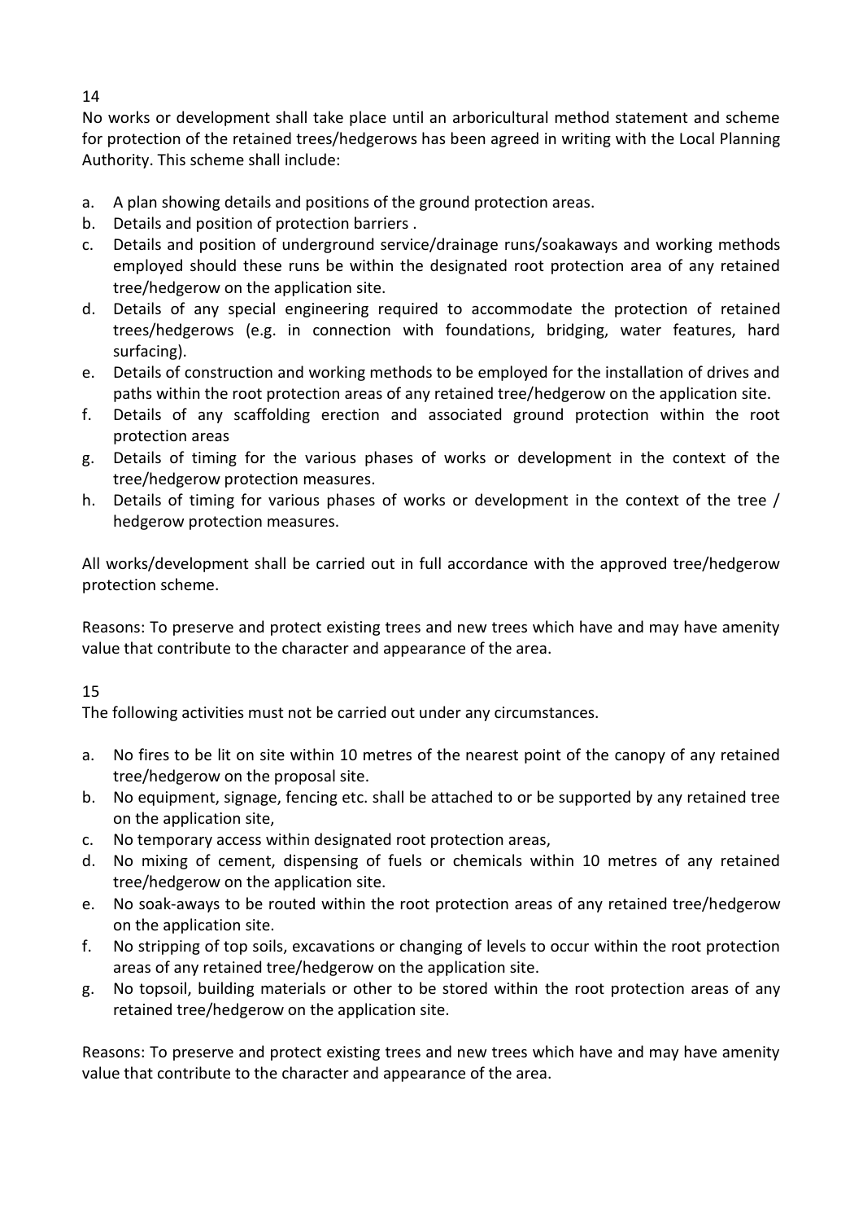14

No works or development shall take place until an arboricultural method statement and scheme for protection of the retained trees/hedgerows has been agreed in writing with the Local Planning Authority. This scheme shall include:

a. A plan showing details and positions of the ground protection areas.
b. Details and position of protection barriers .
c. Details and position of underground service/drainage runs/soakaways and working methods employed should these runs be within the designated root protection area of any retained tree/hedgerow on the application site.
d. Details of any special engineering required to accommodate the protection of retained trees/hedgerows (e.g. in connection with foundations, bridging, water features, hard surfacing).
e. Details of construction and working methods to be employed for the installation of drives and paths within the root protection areas of any retained tree/hedgerow on the application site.
f. Details of any scaffolding erection and associated ground protection within the root protection areas
g. Details of timing for the various phases of works or development in the context of the tree/hedgerow protection measures.
h. Details of timing for various phases of works or development in the context of the tree / hedgerow protection measures.

All works/development shall be carried out in full accordance with the approved tree/hedgerow protection scheme.

Reasons: To preserve and protect existing trees and new trees which have and may have amenity value that contribute to the character and appearance of the area.

15

The following activities must not be carried out under any circumstances.

a. No fires to be lit on site within 10 metres of the nearest point of the canopy of any retained tree/hedgerow on the proposal site.
b. No equipment, signage, fencing etc. shall be attached to or be supported by any retained tree on the application site,
c. No temporary access within designated root protection areas,
d. No mixing of cement, dispensing of fuels or chemicals within 10 metres of any retained tree/hedgerow on the application site.
e. No soak-aways to be routed within the root protection areas of any retained tree/hedgerow on the application site.
f. No stripping of top soils, excavations or changing of levels to occur within the root protection areas of any retained tree/hedgerow on the application site.
g. No topsoil, building materials or other to be stored within the root protection areas of any retained tree/hedgerow on the application site.

Reasons: To preserve and protect existing trees and new trees which have and may have amenity value that contribute to the character and appearance of the area.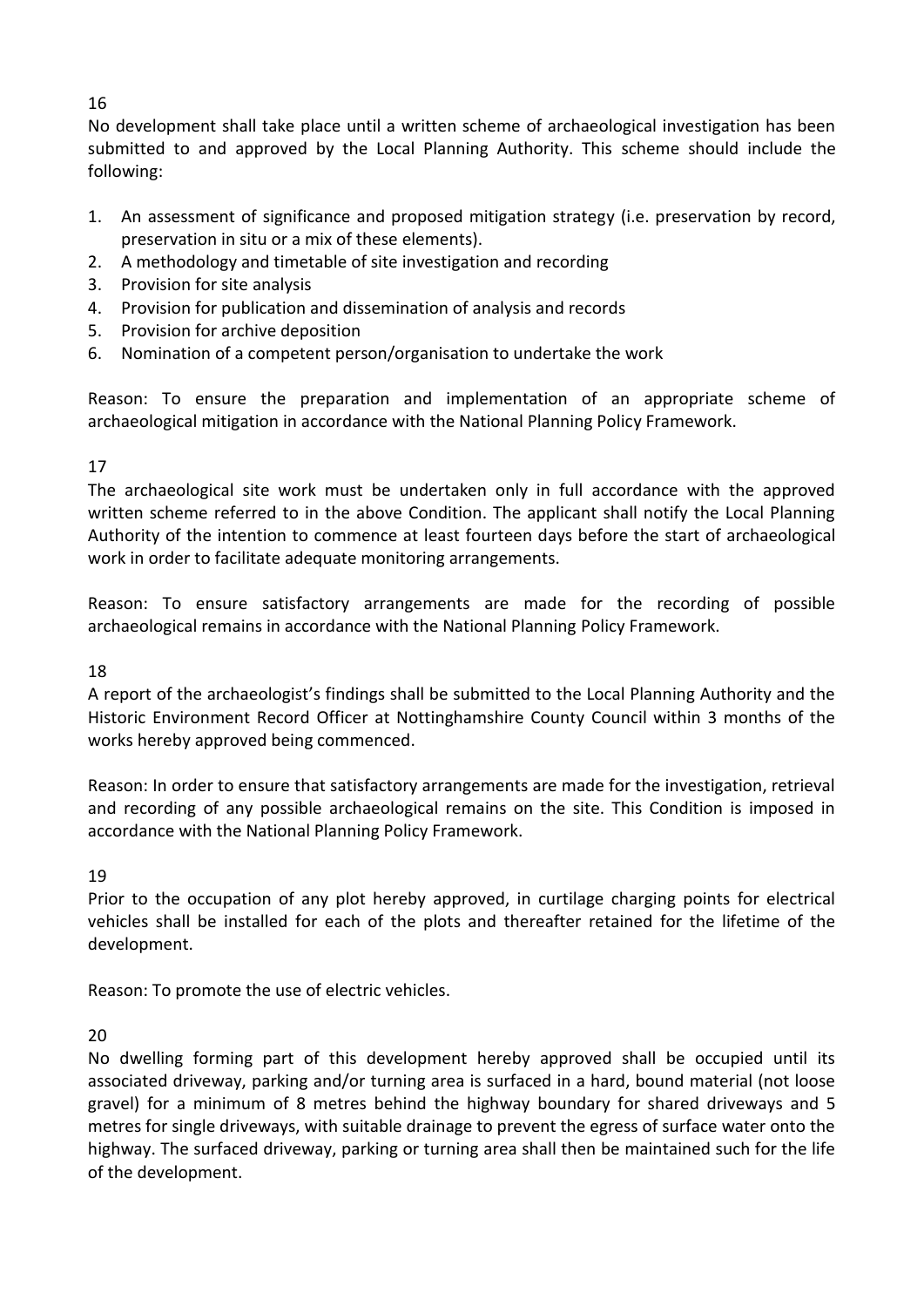16

No development shall take place until a written scheme of archaeological investigation has been submitted to and approved by the Local Planning Authority. This scheme should include the following:

1. An assessment of significance and proposed mitigation strategy (i.e. preservation by record, preservation in situ or a mix of these elements).
2. A methodology and timetable of site investigation and recording
3. Provision for site analysis
4. Provision for publication and dissemination of analysis and records
5. Provision for archive deposition
6. Nomination of a competent person/organisation to undertake the work

Reason: To ensure the preparation and implementation of an appropriate scheme of archaeological mitigation in accordance with the National Planning Policy Framework.

17

The archaeological site work must be undertaken only in full accordance with the approved written scheme referred to in the above Condition. The applicant shall notify the Local Planning Authority of the intention to commence at least fourteen days before the start of archaeological work in order to facilitate adequate monitoring arrangements.

Reason: To ensure satisfactory arrangements are made for the recording of possible archaeological remains in accordance with the National Planning Policy Framework.

18

A report of the archaeologist's findings shall be submitted to the Local Planning Authority and the Historic Environment Record Officer at Nottinghamshire County Council within 3 months of the works hereby approved being commenced.

Reason: In order to ensure that satisfactory arrangements are made for the investigation, retrieval and recording of any possible archaeological remains on the site. This Condition is imposed in accordance with the National Planning Policy Framework.

19

Prior to the occupation of any plot hereby approved, in curtilage charging points for electrical vehicles shall be installed for each of the plots and thereafter retained for the lifetime of the development.

Reason: To promote the use of electric vehicles.

20

No dwelling forming part of this development hereby approved shall be occupied until its associated driveway, parking and/or turning area is surfaced in a hard, bound material (not loose gravel) for a minimum of 8 metres behind the highway boundary for shared driveways and 5 metres for single driveways, with suitable drainage to prevent the egress of surface water onto the highway. The surfaced driveway, parking or turning area shall then be maintained such for the life of the development.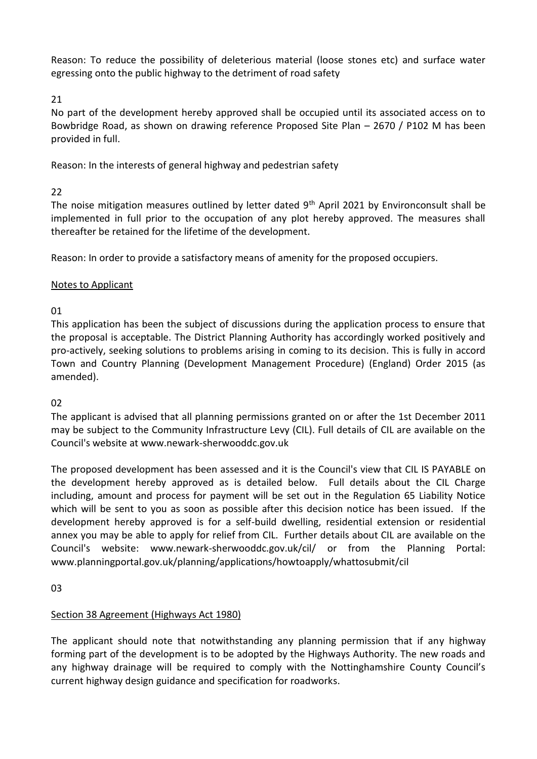Reason: To reduce the possibility of deleterious material (loose stones etc) and surface water egressing onto the public highway to the detriment of road safety

21

No part of the development hereby approved shall be occupied until its associated access on to Bowbridge Road, as shown on drawing reference Proposed Site Plan – 2670 / P102 M has been provided in full.

Reason: In the interests of general highway and pedestrian safety

22

The noise mitigation measures outlined by letter dated 9th April 2021 by Environconsult shall be implemented in full prior to the occupation of any plot hereby approved. The measures shall thereafter be retained for the lifetime of the development.

Reason: In order to provide a satisfactory means of amenity for the proposed occupiers.

## Notes to Applicant

01

This application has been the subject of discussions during the application process to ensure that the proposal is acceptable. The District Planning Authority has accordingly worked positively and pro-actively, seeking solutions to problems arising in coming to its decision. This is fully in accord Town and Country Planning (Development Management Procedure) (England) Order 2015 (as amended).

02

The applicant is advised that all planning permissions granted on or after the 1st December 2011 may be subject to the Community Infrastructure Levy (CIL). Full details of CIL are available on the Council's website at www.newark-sherwooddc.gov.uk

The proposed development has been assessed and it is the Council's view that CIL IS PAYABLE on the development hereby approved as is detailed below. Full details about the CIL Charge including, amount and process for payment will be set out in the Regulation 65 Liability Notice which will be sent to you as soon as possible after this decision notice has been issued. If the development hereby approved is for a self-build dwelling, residential extension or residential annex you may be able to apply for relief from CIL. Further details about CIL are available on the Council's website: www.newark-sherwooddc.gov.uk/cil/ or from the Planning Portal: www.planningportal.gov.uk/planning/applications/howtoapply/whattosubmit/cil

03

### Section 38 Agreement (Highways Act 1980)

The applicant should note that notwithstanding any planning permission that if any highway forming part of the development is to be adopted by the Highways Authority. The new roads and any highway drainage will be required to comply with the Nottinghamshire County Council's current highway design guidance and specification for roadworks.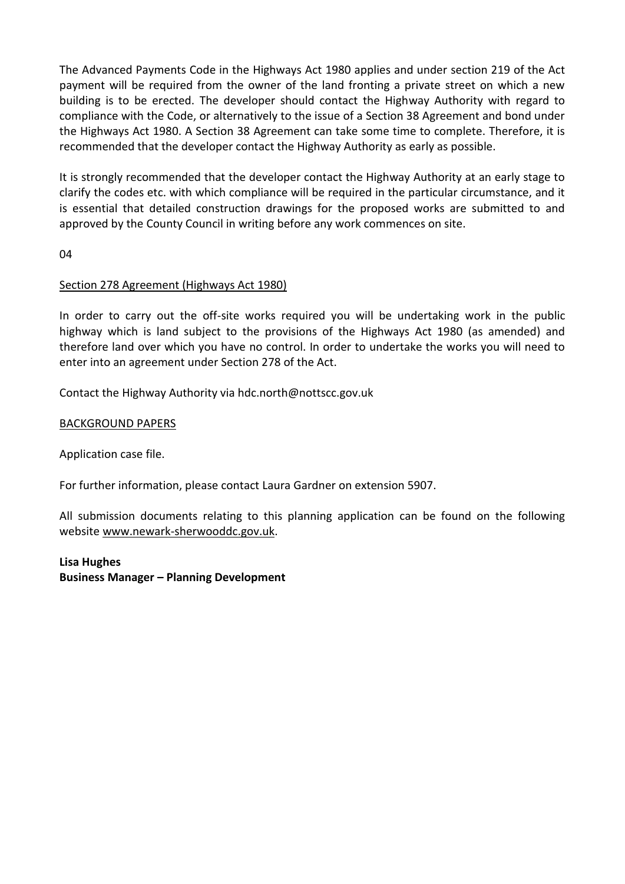The Advanced Payments Code in the Highways Act 1980 applies and under section 219 of the Act payment will be required from the owner of the land fronting a private street on which a new building is to be erected. The developer should contact the Highway Authority with regard to compliance with the Code, or alternatively to the issue of a Section 38 Agreement and bond under the Highways Act 1980. A Section 38 Agreement can take some time to complete. Therefore, it is recommended that the developer contact the Highway Authority as early as possible.

It is strongly recommended that the developer contact the Highway Authority at an early stage to clarify the codes etc. with which compliance will be required in the particular circumstance, and it is essential that detailed construction drawings for the proposed works are submitted to and approved by the County Council in writing before any work commences on site.

04

Section 278 Agreement (Highways Act 1980)

In order to carry out the off-site works required you will be undertaking work in the public highway which is land subject to the provisions of the Highways Act 1980 (as amended) and therefore land over which you have no control. In order to undertake the works you will need to enter into an agreement under Section 278 of the Act.

Contact the Highway Authority via hdc.north@nottscc.gov.uk

BACKGROUND PAPERS

Application case file.

For further information, please contact Laura Gardner on extension 5907.

All submission documents relating to this planning application can be found on the following website www.newark-sherwooddc.gov.uk.

**Lisa Hughes**
**Business Manager – Planning Development**